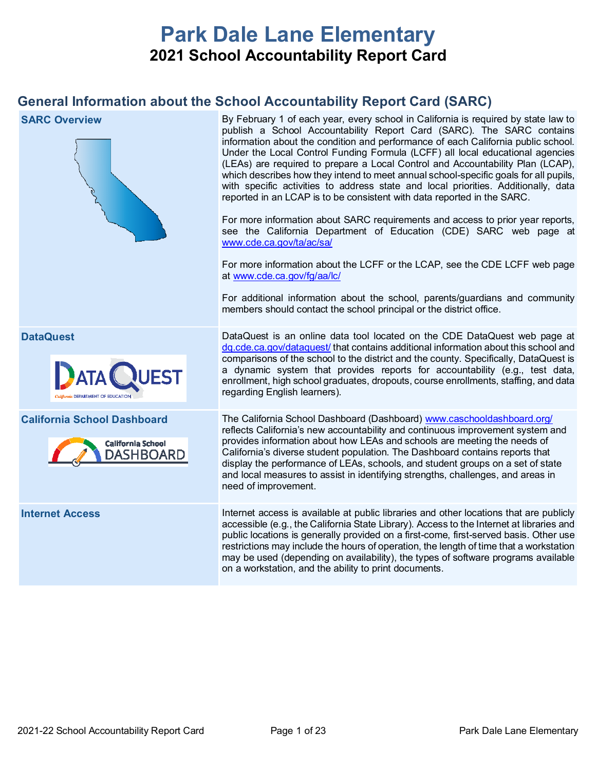# Park Dale Lane Elementary

## 2021 School Accountability Report Card

## General Information about the School Accountability Report Card (SARC)

| | |
|---|---|
| **SARC Overview** | By February 1 of each year, every school in California is required by state law to publish a School Accountability Report Card (SARC). The SARC contains information about the condition and performance of each California public school. Under the Local Control Funding Formula (LCFF) all local educational agencies (LEAs) are required to prepare a Local Control and Accountability Plan (LCAP), which describes how they intend to meet annual school-specific goals for all pupils, with specific activities to address state and local priorities. Additionally, data reported in an LCAP is to be consistent with data reported in the SARC.<br><br>For more information about SARC requirements and access to prior year reports, see the California Department of Education (CDE) SARC web page at www.cde.ca.gov/ta/ac/sa/<br><br>For more information about the LCFF or the LCAP, see the CDE LCFF web page at www.cde.ca.gov/fg/aa/lc/<br><br>For additional information about the school, parents/guardians and community members should contact the school principal or the district office. |
| **DataQuest** | DataQuest is an online data tool located on the CDE DataQuest web page at dq.cde.ca.gov/dataquest/ that contains additional information about this school and comparisons of the school to the district and the county. Specifically, DataQuest is a dynamic system that provides reports for accountability (e.g., test data, enrollment, high school graduates, dropouts, course enrollments, staffing, and data regarding English learners). |
| **California School Dashboard** | The California School Dashboard (Dashboard) www.caschooldashboard.org/ reflects California's new accountability and continuous improvement system and provides information about how LEAs and schools are meeting the needs of California's diverse student population. The Dashboard contains reports that display the performance of LEAs, schools, and student groups on a set of state and local measures to assist in identifying strengths, challenges, and areas in need of improvement. |
| **Internet Access** | Internet access is available at public libraries and other locations that are publicly accessible (e.g., the California State Library). Access to the Internet at libraries and public locations is generally provided on a first-come, first-served basis. Other use restrictions may include the hours of operation, the length of time that a workstation may be used (depending on availability), the types of software programs available on a workstation, and the ability to print documents. |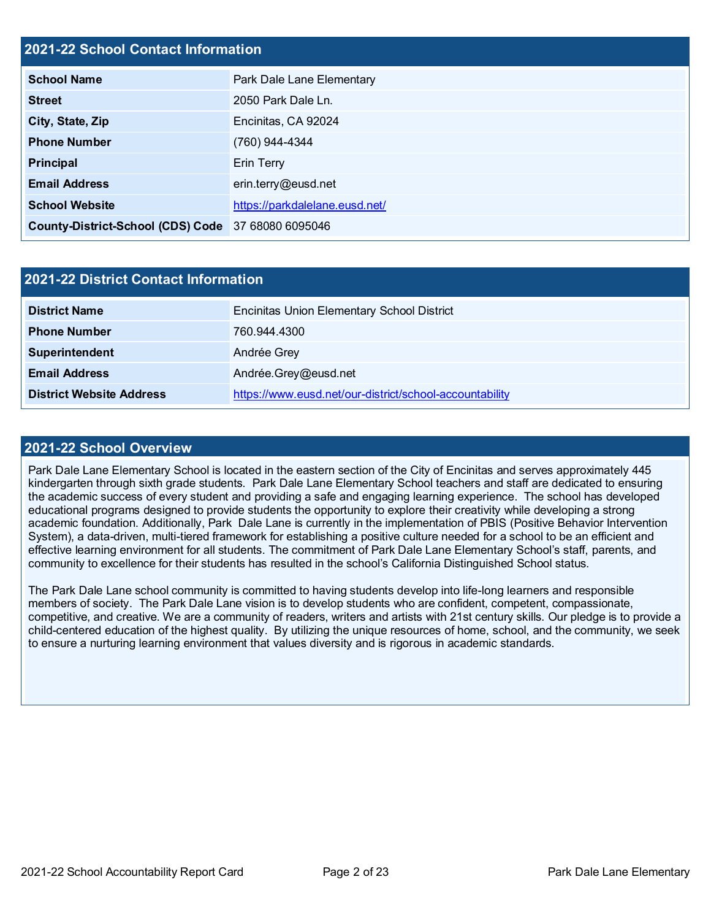## 2021-22 School Contact Information

| 2021-22 School Contact Information | |
|---|---|
| **School Name** | Park Dale Lane Elementary |
| **Street** | 2050 Park Dale Ln. |
| **City, State, Zip** | Encinitas, CA 92024 |
| **Phone Number** | (760) 944-4344 |
| **Principal** | Erin Terry |
| **Email Address** | erin.terry@eusd.net |
| **School Website** | https://parkdalelane.eusd.net/ |
| **County-District-School (CDS) Code** | 37 68080 6095046 |

## 2021-22 District Contact Information

| 2021-22 District Contact Information | |
|---|---|
| **District Name** | Encinitas Union Elementary School District |
| **Phone Number** | 760.944.4300 |
| **Superintendent** | Andrée Grey |
| **Email Address** | Andrée.Grey@eusd.net |
| **District Website Address** | https://www.eusd.net/our-district/school-accountability |

## 2021-22 School Overview

Park Dale Lane Elementary School is located in the eastern section of the City of Encinitas and serves approximately 445 kindergarten through sixth grade students. Park Dale Lane Elementary School teachers and staff are dedicated to ensuring the academic success of every student and providing a safe and engaging learning experience. The school has developed educational programs designed to provide students the opportunity to explore their creativity while developing a strong academic foundation. Additionally, Park Dale Lane is currently in the implementation of PBIS (Positive Behavior Intervention System), a data-driven, multi-tiered framework for establishing a positive culture needed for a school to be an efficient and effective learning environment for all students. The commitment of Park Dale Lane Elementary School's staff, parents, and community to excellence for their students has resulted in the school's California Distinguished School status.

The Park Dale Lane school community is committed to having students develop into life-long learners and responsible members of society. The Park Dale Lane vision is to develop students who are confident, competent, compassionate, competitive, and creative. We are a community of readers, writers and artists with 21st century skills. Our pledge is to provide a child-centered education of the highest quality. By utilizing the unique resources of home, school, and the community, we seek to ensure a nurturing learning environment that values diversity and is rigorous in academic standards.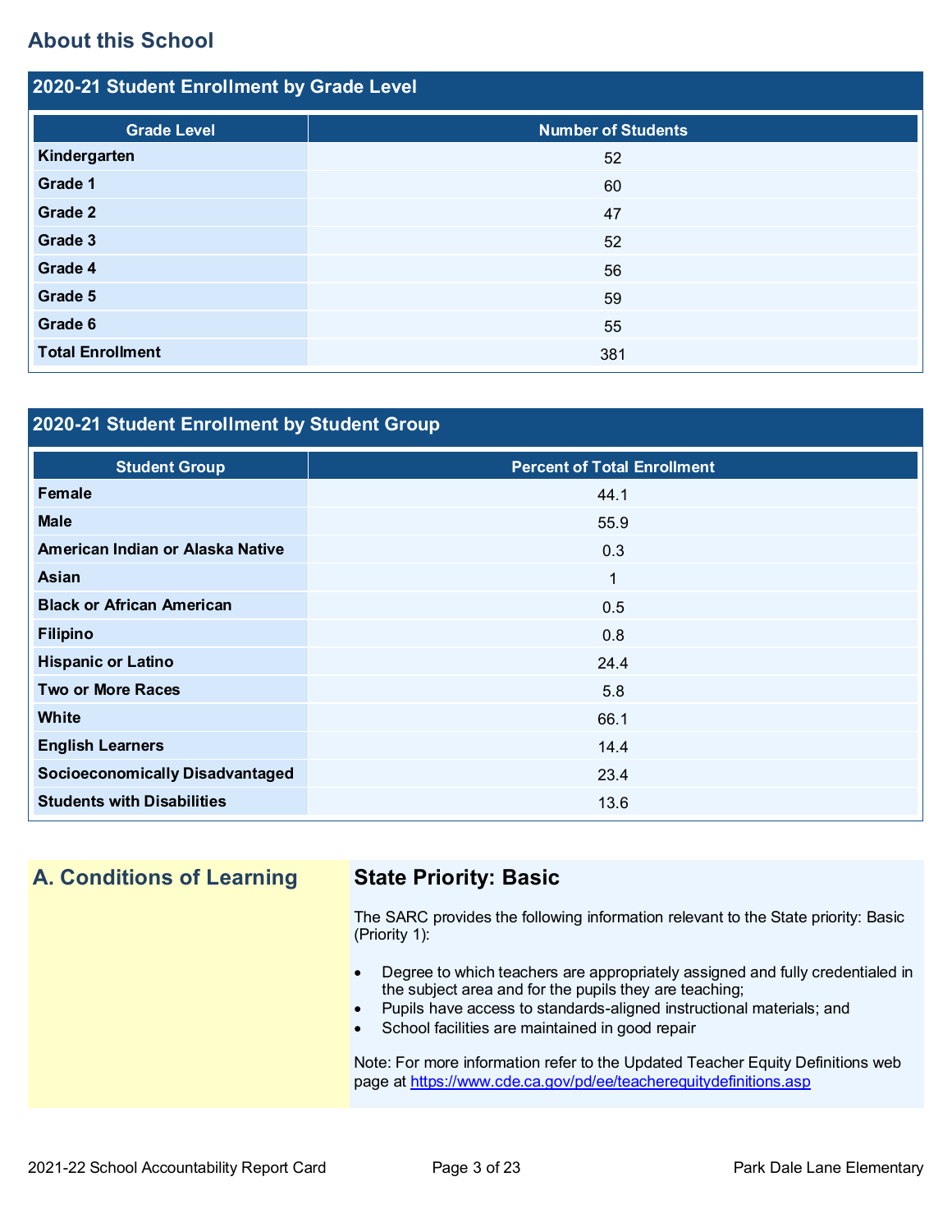## About this School

### 2020-21 Student Enrollment by Grade Level

| Grade Level | Number of Students |
| --- | --- |
| Kindergarten | 52 |
| Grade 1 | 60 |
| Grade 2 | 47 |
| Grade 3 | 52 |
| Grade 4 | 56 |
| Grade 5 | 59 |
| Grade 6 | 55 |
| Total Enrollment | 381 |

### 2020-21 Student Enrollment by Student Group

| Student Group | Percent of Total Enrollment |
| --- | --- |
| Female | 44.1 |
| Male | 55.9 |
| American Indian or Alaska Native | 0.3 |
| Asian | 1 |
| Black or African American | 0.5 |
| Filipino | 0.8 |
| Hispanic or Latino | 24.4 |
| Two or More Races | 5.8 |
| White | 66.1 |
| English Learners | 14.4 |
| Socioeconomically Disadvantaged | 23.4 |
| Students with Disabilities | 13.6 |

## A. Conditions of Learning

### State Priority: Basic

The SARC provides the following information relevant to the State priority: Basic (Priority 1):

- Degree to which teachers are appropriately assigned and fully credentialed in the subject area and for the pupils they are teaching;
- Pupils have access to standards-aligned instructional materials; and
- School facilities are maintained in good repair

Note: For more information refer to the Updated Teacher Equity Definitions web page at https://www.cde.ca.gov/pd/ee/teacherequitydefinitions.asp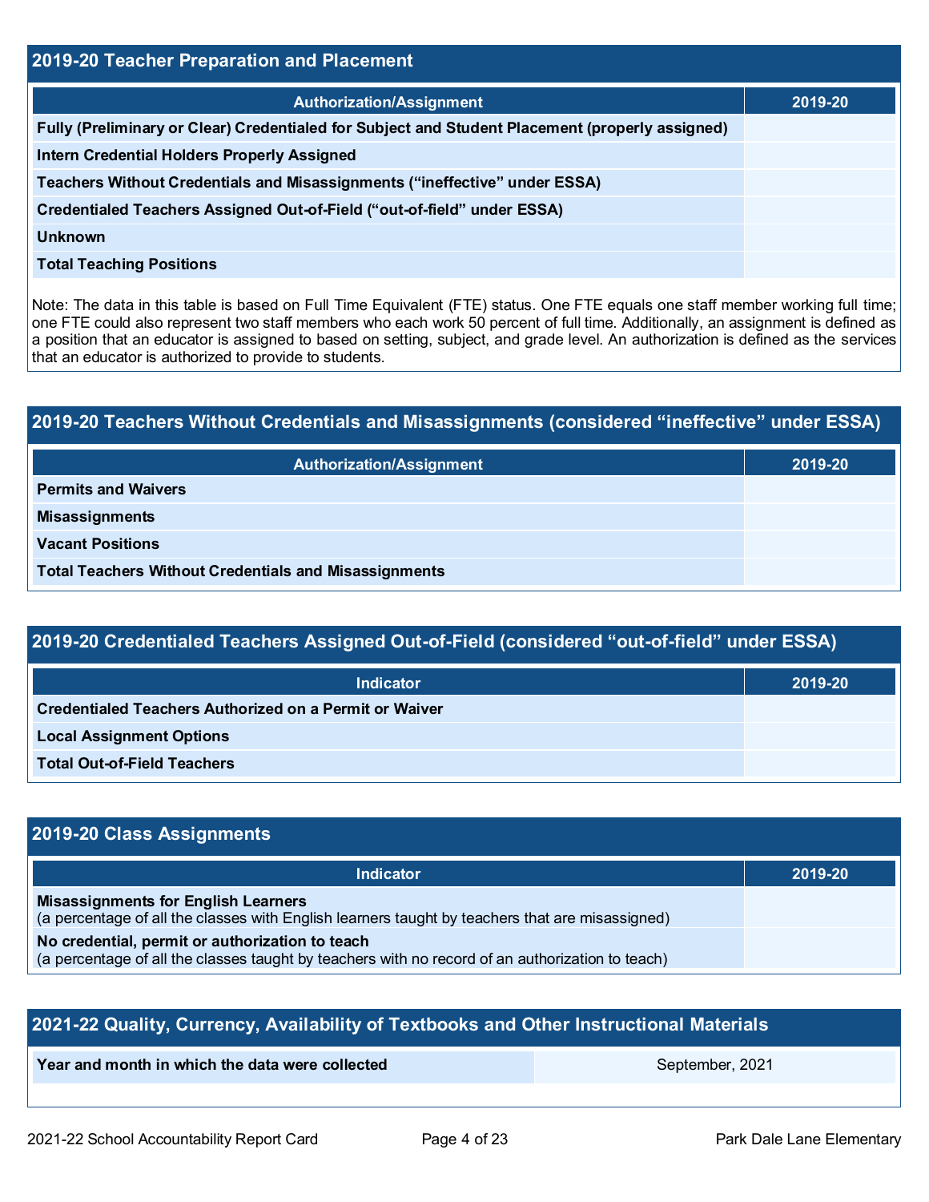## 2019-20 Teacher Preparation and Placement

| Authorization/Assignment | 2019-20 |
| --- | --- |
| Fully (Preliminary or Clear) Credentialed for Subject and Student Placement (properly assigned) | |
| Intern Credential Holders Properly Assigned | |
| Teachers Without Credentials and Misassignments ("ineffective" under ESSA) | |
| Credentialed Teachers Assigned Out-of-Field ("out-of-field" under ESSA) | |
| Unknown | |
| Total Teaching Positions | |

Note: The data in this table is based on Full Time Equivalent (FTE) status. One FTE equals one staff member working full time; one FTE could also represent two staff members who each work 50 percent of full time. Additionally, an assignment is defined as a position that an educator is assigned to based on setting, subject, and grade level. An authorization is defined as the services that an educator is authorized to provide to students.

## 2019-20 Teachers Without Credentials and Misassignments (considered "ineffective" under ESSA)

| Authorization/Assignment | 2019-20 |
| --- | --- |
| Permits and Waivers | |
| Misassignments | |
| Vacant Positions | |
| Total Teachers Without Credentials and Misassignments | |

## 2019-20 Credentialed Teachers Assigned Out-of-Field (considered "out-of-field" under ESSA)

| Indicator | 2019-20 |
| --- | --- |
| Credentialed Teachers Authorized on a Permit or Waiver | |
| Local Assignment Options | |
| Total Out-of-Field Teachers | |

## 2019-20 Class Assignments

| Indicator | 2019-20 |
| --- | --- |
| **Misassignments for English Learners** (a percentage of all the classes with English learners taught by teachers that are misassigned) | |
| **No credential, permit or authorization to teach** (a percentage of all the classes taught by teachers with no record of an authorization to teach) | |

## 2021-22 Quality, Currency, Availability of Textbooks and Other Instructional Materials

| Year and month in which the data were collected | September, 2021 |
| --- | --- |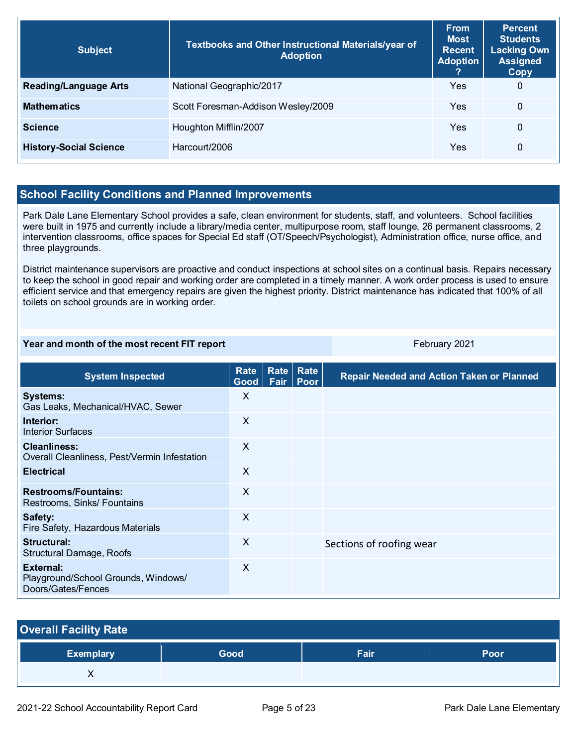| Subject | Textbooks and Other Instructional Materials/year of Adoption | From Most Recent Adoption ? | Percent Students Lacking Own Assigned Copy |
|---|---|---|---|
| **Reading/Language Arts** | National Geographic/2017 | Yes | 0 |
| **Mathematics** | Scott Foresman-Addison Wesley/2009 | Yes | 0 |
| **Science** | Houghton Mifflin/2007 | Yes | 0 |
| **History-Social Science** | Harcourt/2006 | Yes | 0 |

## School Facility Conditions and Planned Improvements

Park Dale Lane Elementary School provides a safe, clean environment for students, staff, and volunteers. School facilities were built in 1975 and currently include a library/media center, multipurpose room, staff lounge, 26 permanent classrooms, 2 intervention classrooms, office spaces for Special Ed staff (OT/Speech/Psychologist), Administration office, nurse office, and three playgrounds.

District maintenance supervisors are proactive and conduct inspections at school sites on a continual basis. Repairs necessary to keep the school in good repair and working order are completed in a timely manner. A work order process is used to ensure efficient service and that emergency repairs are given the highest priority. District maintenance has indicated that 100% of all toilets on school grounds are in working order.

| **Year and month of the most recent FIT report** | February 2021 |
|---|---|

| System Inspected | Rate Good | Rate Fair | Rate Poor | Repair Needed and Action Taken or Planned |
|---|---|---|---|---|
| **Systems:** Gas Leaks, Mechanical/HVAC, Sewer | X | | | |
| **Interior:** Interior Surfaces | X | | | |
| **Cleanliness:** Overall Cleanliness, Pest/Vermin Infestation | X | | | |
| **Electrical** | X | | | |
| **Restrooms/Fountains:** Restrooms, Sinks/ Fountains | X | | | |
| **Safety:** Fire Safety, Hazardous Materials | X | | | |
| **Structural:** Structural Damage, Roofs | X | | | Sections of roofing wear |
| **External:** Playground/School Grounds, Windows/ Doors/Gates/Fences | X | | | |

## Overall Facility Rate

| Exemplary | Good | Fair | Poor |
|---|---|---|---|
| X | | | |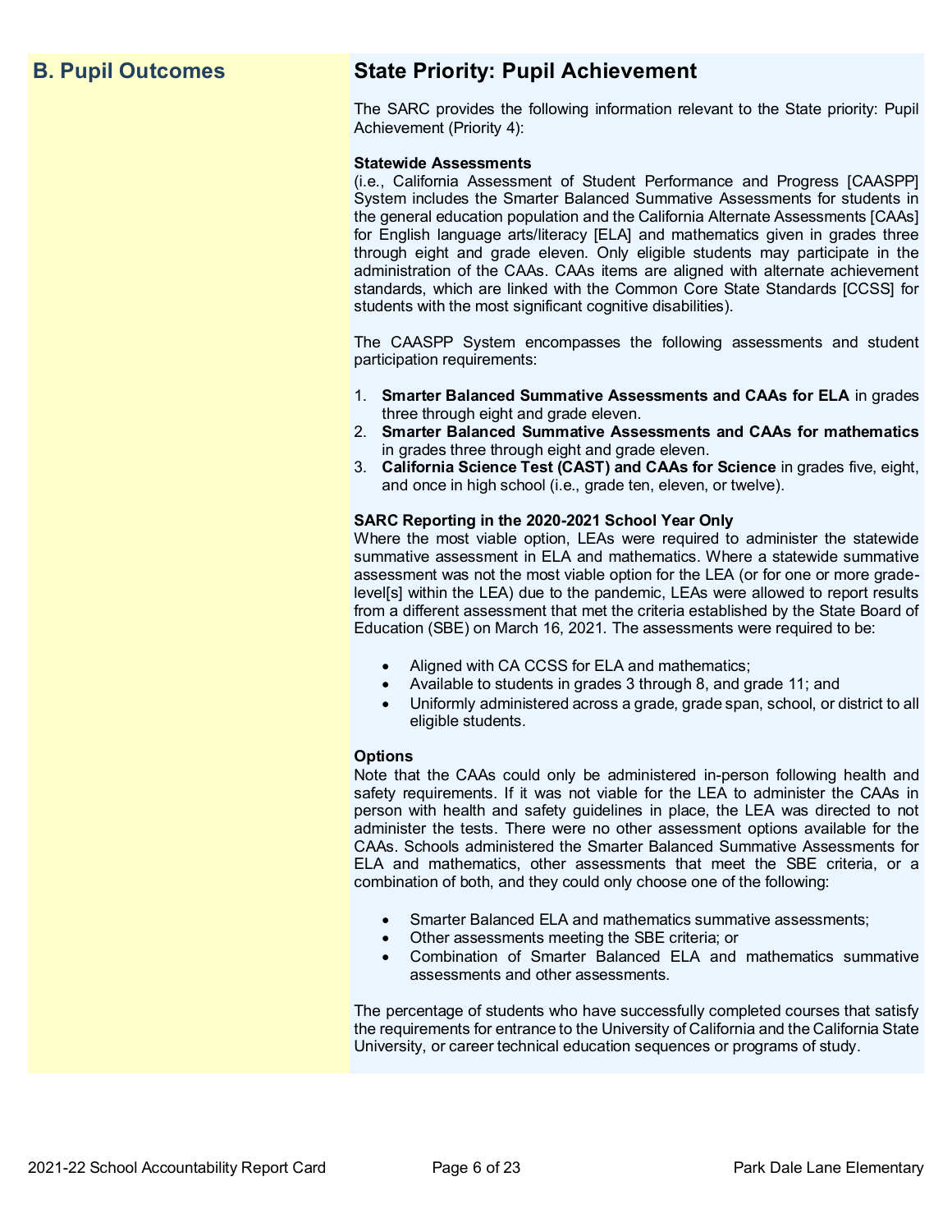## B. Pupil Outcomes

## State Priority: Pupil Achievement

The SARC provides the following information relevant to the State priority: Pupil Achievement (Priority 4):

**Statewide Assessments**
(i.e., California Assessment of Student Performance and Progress [CAASPP] System includes the Smarter Balanced Summative Assessments for students in the general education population and the California Alternate Assessments [CAAs] for English language arts/literacy [ELA] and mathematics given in grades three through eight and grade eleven. Only eligible students may participate in the administration of the CAAs. CAAs items are aligned with alternate achievement standards, which are linked with the Common Core State Standards [CCSS] for students with the most significant cognitive disabilities).

The CAASPP System encompasses the following assessments and student participation requirements:

1. **Smarter Balanced Summative Assessments and CAAs for ELA** in grades three through eight and grade eleven.
2. **Smarter Balanced Summative Assessments and CAAs for mathematics** in grades three through eight and grade eleven.
3. **California Science Test (CAST) and CAAs for Science** in grades five, eight, and once in high school (i.e., grade ten, eleven, or twelve).

**SARC Reporting in the 2020-2021 School Year Only**
Where the most viable option, LEAs were required to administer the statewide summative assessment in ELA and mathematics. Where a statewide summative assessment was not the most viable option for the LEA (or for one or more grade-level[s] within the LEA) due to the pandemic, LEAs were allowed to report results from a different assessment that met the criteria established by the State Board of Education (SBE) on March 16, 2021. The assessments were required to be:

- Aligned with CA CCSS for ELA and mathematics;
- Available to students in grades 3 through 8, and grade 11; and
- Uniformly administered across a grade, grade span, school, or district to all eligible students.

**Options**
Note that the CAAs could only be administered in-person following health and safety requirements. If it was not viable for the LEA to administer the CAAs in person with health and safety guidelines in place, the LEA was directed to not administer the tests. There were no other assessment options available for the CAAs. Schools administered the Smarter Balanced Summative Assessments for ELA and mathematics, other assessments that meet the SBE criteria, or a combination of both, and they could only choose one of the following:

- Smarter Balanced ELA and mathematics summative assessments;
- Other assessments meeting the SBE criteria; or
- Combination of Smarter Balanced ELA and mathematics summative assessments and other assessments.

The percentage of students who have successfully completed courses that satisfy the requirements for entrance to the University of California and the California State University, or career technical education sequences or programs of study.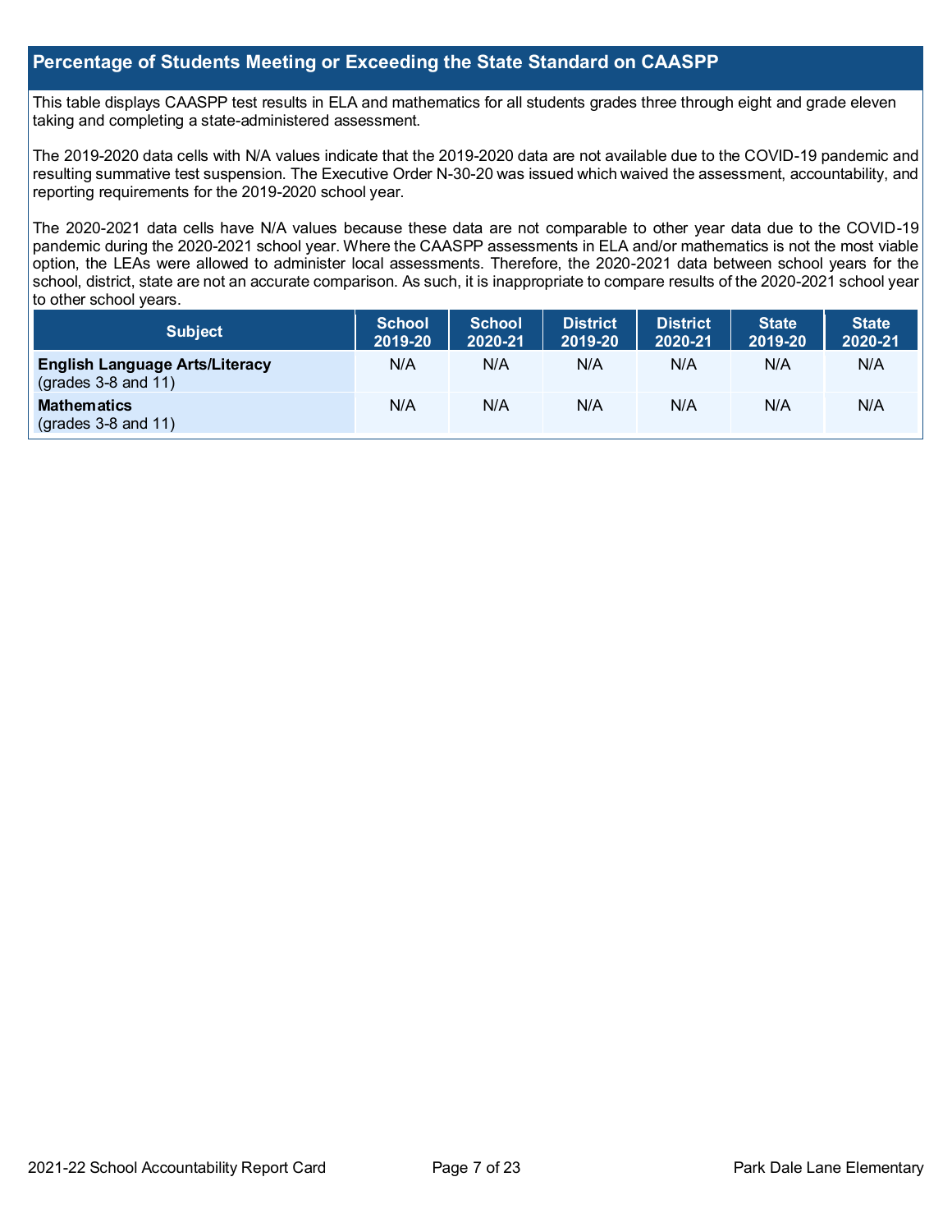## Percentage of Students Meeting or Exceeding the State Standard on CAASPP

This table displays CAASPP test results in ELA and mathematics for all students grades three through eight and grade eleven taking and completing a state-administered assessment.

The 2019-2020 data cells with N/A values indicate that the 2019-2020 data are not available due to the COVID-19 pandemic and resulting summative test suspension. The Executive Order N-30-20 was issued which waived the assessment, accountability, and reporting requirements for the 2019-2020 school year.

The 2020-2021 data cells have N/A values because these data are not comparable to other year data due to the COVID-19 pandemic during the 2020-2021 school year. Where the CAASPP assessments in ELA and/or mathematics is not the most viable option, the LEAs were allowed to administer local assessments. Therefore, the 2020-2021 data between school years for the school, district, state are not an accurate comparison. As such, it is inappropriate to compare results of the 2020-2021 school year to other school years.

| Subject | School 2019-20 | School 2020-21 | District 2019-20 | District 2020-21 | State 2019-20 | State 2020-21 |
|---|---|---|---|---|---|---|
| **English Language Arts/Literacy** (grades 3-8 and 11) | N/A | N/A | N/A | N/A | N/A | N/A |
| **Mathematics** (grades 3-8 and 11) | N/A | N/A | N/A | N/A | N/A | N/A |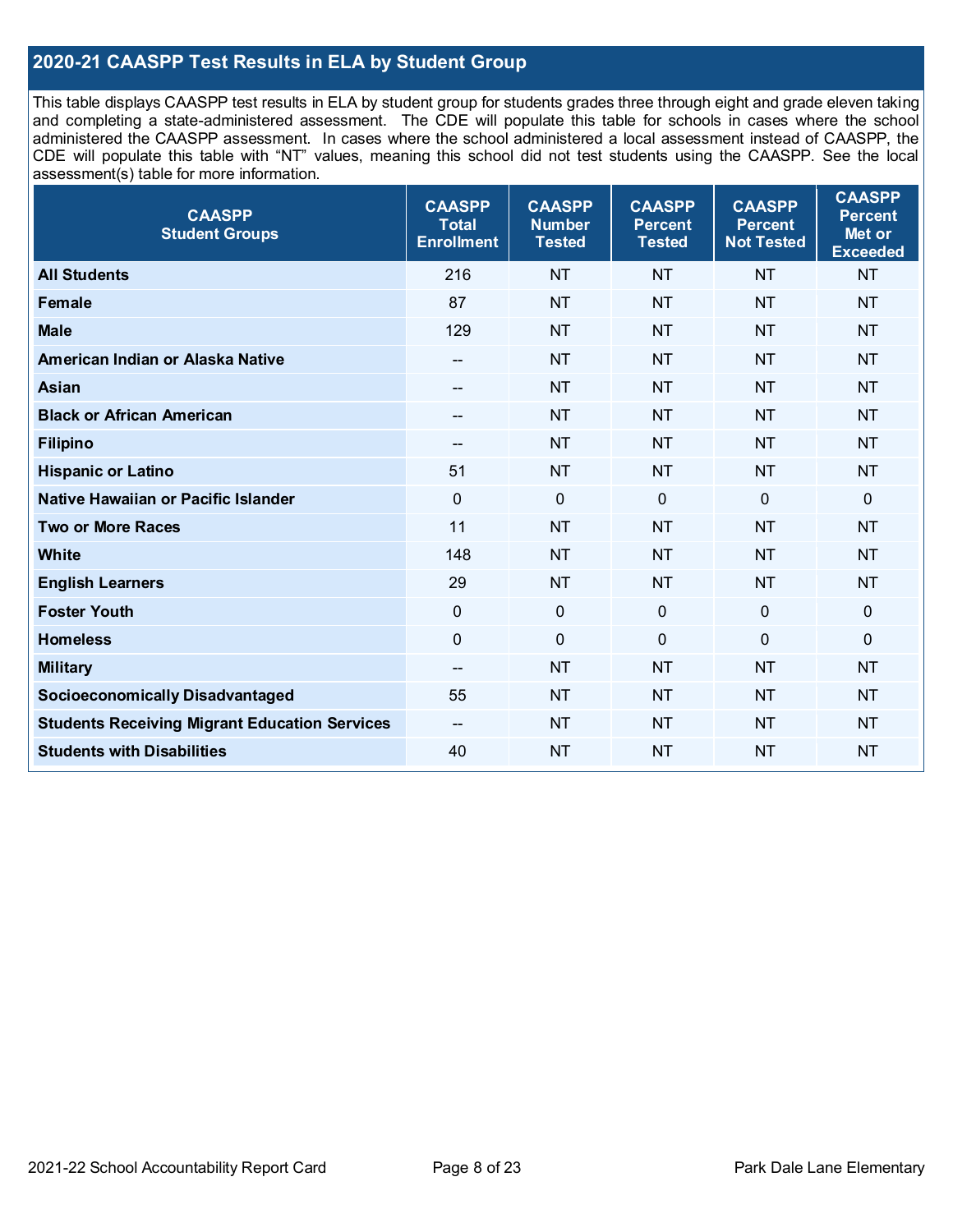## 2020-21 CAASPP Test Results in ELA by Student Group

This table displays CAASPP test results in ELA by student group for students grades three through eight and grade eleven taking and completing a state-administered assessment. The CDE will populate this table for schools in cases where the school administered the CAASPP assessment. In cases where the school administered a local assessment instead of CAASPP, the CDE will populate this table with "NT" values, meaning this school did not test students using the CAASPP. See the local assessment(s) table for more information.

| CAASPP Student Groups | CAASPP Total Enrollment | CAASPP Number Tested | CAASPP Percent Tested | CAASPP Percent Not Tested | CAASPP Percent Met or Exceeded |
|---|---|---|---|---|---|
| **All Students** | 216 | NT | NT | NT | NT |
| **Female** | 87 | NT | NT | NT | NT |
| **Male** | 129 | NT | NT | NT | NT |
| **American Indian or Alaska Native** | -- | NT | NT | NT | NT |
| **Asian** | -- | NT | NT | NT | NT |
| **Black or African American** | -- | NT | NT | NT | NT |
| **Filipino** | -- | NT | NT | NT | NT |
| **Hispanic or Latino** | 51 | NT | NT | NT | NT |
| **Native Hawaiian or Pacific Islander** | 0 | 0 | 0 | 0 | 0 |
| **Two or More Races** | 11 | NT | NT | NT | NT |
| **White** | 148 | NT | NT | NT | NT |
| **English Learners** | 29 | NT | NT | NT | NT |
| **Foster Youth** | 0 | 0 | 0 | 0 | 0 |
| **Homeless** | 0 | 0 | 0 | 0 | 0 |
| **Military** | -- | NT | NT | NT | NT |
| **Socioeconomically Disadvantaged** | 55 | NT | NT | NT | NT |
| **Students Receiving Migrant Education Services** | -- | NT | NT | NT | NT |
| **Students with Disabilities** | 40 | NT | NT | NT | NT |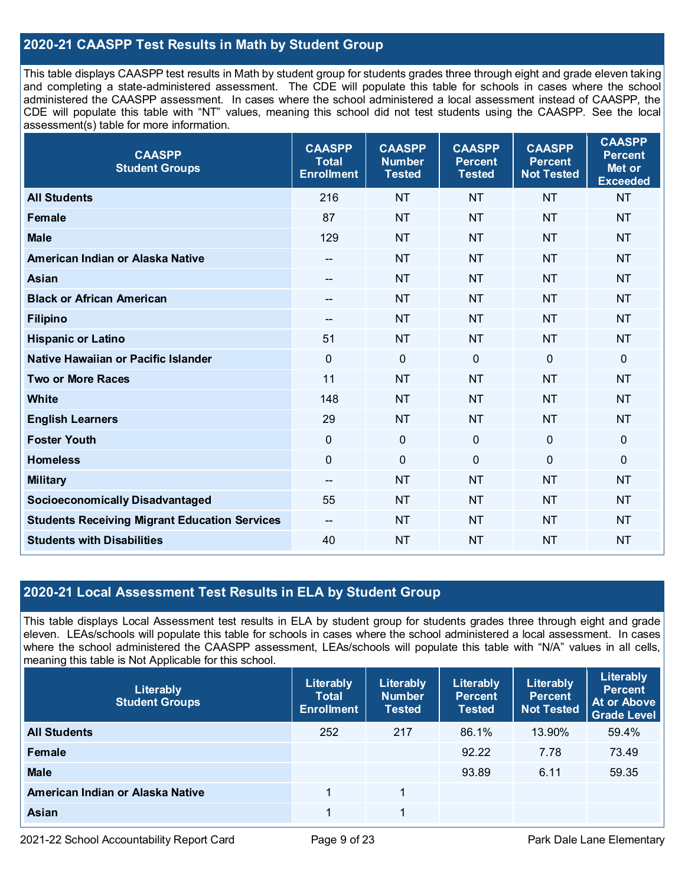## 2020-21 CAASPP Test Results in Math by Student Group

This table displays CAASPP test results in Math by student group for students grades three through eight and grade eleven taking and completing a state-administered assessment. The CDE will populate this table for schools in cases where the school administered the CAASPP assessment. In cases where the school administered a local assessment instead of CAASPP, the CDE will populate this table with "NT" values, meaning this school did not test students using the CAASPP. See the local assessment(s) table for more information.

| CAASPP Student Groups | CAASPP Total Enrollment | CAASPP Number Tested | CAASPP Percent Tested | CAASPP Percent Not Tested | CAASPP Percent Met or Exceeded |
|---|---|---|---|---|---|
| **All Students** | 216 | NT | NT | NT | NT |
| **Female** | 87 | NT | NT | NT | NT |
| **Male** | 129 | NT | NT | NT | NT |
| **American Indian or Alaska Native** | -- | NT | NT | NT | NT |
| **Asian** | -- | NT | NT | NT | NT |
| **Black or African American** | -- | NT | NT | NT | NT |
| **Filipino** | -- | NT | NT | NT | NT |
| **Hispanic or Latino** | 51 | NT | NT | NT | NT |
| **Native Hawaiian or Pacific Islander** | 0 | 0 | 0 | 0 | 0 |
| **Two or More Races** | 11 | NT | NT | NT | NT |
| **White** | 148 | NT | NT | NT | NT |
| **English Learners** | 29 | NT | NT | NT | NT |
| **Foster Youth** | 0 | 0 | 0 | 0 | 0 |
| **Homeless** | 0 | 0 | 0 | 0 | 0 |
| **Military** | -- | NT | NT | NT | NT |
| **Socioeconomically Disadvantaged** | 55 | NT | NT | NT | NT |
| **Students Receiving Migrant Education Services** | -- | NT | NT | NT | NT |
| **Students with Disabilities** | 40 | NT | NT | NT | NT |

## 2020-21 Local Assessment Test Results in ELA by Student Group

This table displays Local Assessment test results in ELA by student group for students grades three through eight and grade eleven. LEAs/schools will populate this table for schools in cases where the school administered a local assessment. In cases where the school administered the CAASPP assessment, LEAs/schools will populate this table with "N/A" values in all cells, meaning this table is Not Applicable for this school.

| Literably Student Groups | Literably Total Enrollment | Literably Number Tested | Literably Percent Tested | Literably Percent Not Tested | Literably Percent At or Above Grade Level |
|---|---|---|---|---|---|
| **All Students** | 252 | 217 | 86.1% | 13.90% | 59.4% |
| **Female** | | | 92.22 | 7.78 | 73.49 |
| **Male** | | | 93.89 | 6.11 | 59.35 |
| **American Indian or Alaska Native** | 1 | 1 | | | |
| **Asian** | 1 | 1 | | | |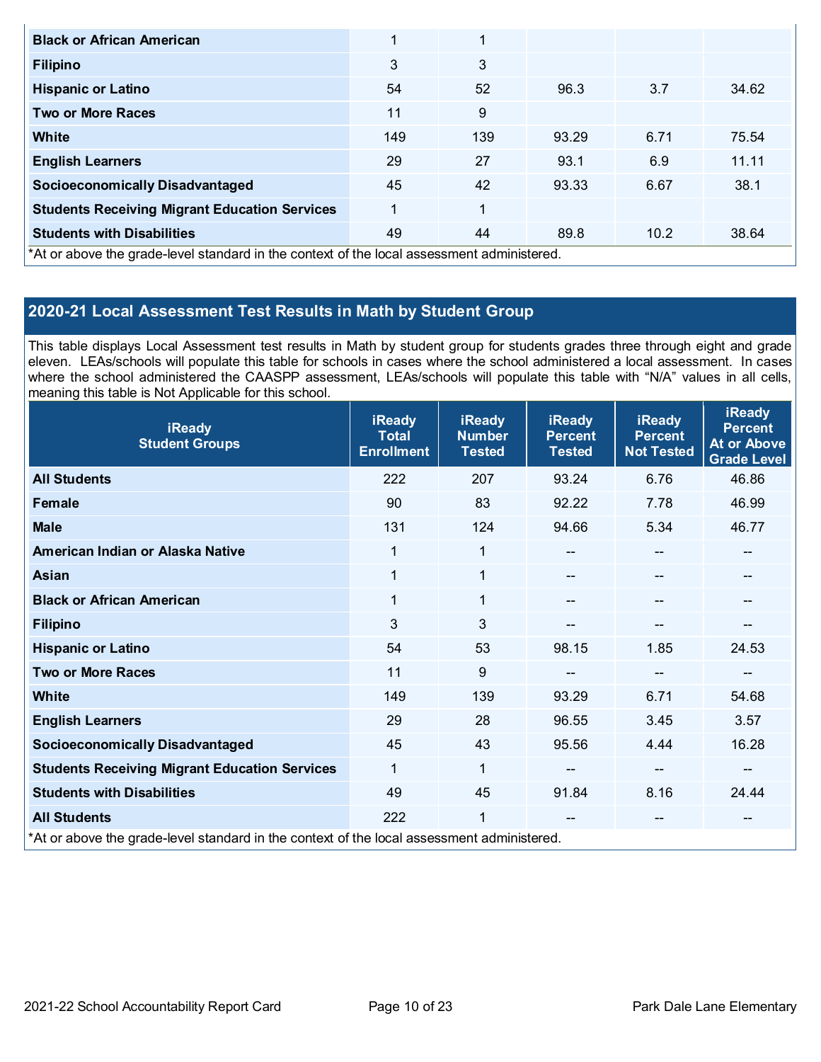| | | | | | |
|---|---|---|---|---|---|
| **Black or African American** | 1 | 1 | | | |
| **Filipino** | 3 | 3 | | | |
| **Hispanic or Latino** | 54 | 52 | 96.3 | 3.7 | 34.62 |
| **Two or More Races** | 11 | 9 | | | |
| **White** | 149 | 139 | 93.29 | 6.71 | 75.54 |
| **English Learners** | 29 | 27 | 93.1 | 6.9 | 11.11 |
| **Socioeconomically Disadvantaged** | 45 | 42 | 93.33 | 6.67 | 38.1 |
| **Students Receiving Migrant Education Services** | 1 | 1 | | | |
| **Students with Disabilities** | 49 | 44 | 89.8 | 10.2 | 38.64 |

*At or above the grade-level standard in the context of the local assessment administered.

## 2020-21 Local Assessment Test Results in Math by Student Group

This table displays Local Assessment test results in Math by student group for students grades three through eight and grade eleven. LEAs/schools will populate this table for schools in cases where the school administered a local assessment. In cases where the school administered the CAASPP assessment, LEAs/schools will populate this table with "N/A" values in all cells, meaning this table is Not Applicable for this school.

| iReady Student Groups | iReady Total Enrollment | iReady Number Tested | iReady Percent Tested | iReady Percent Not Tested | iReady Percent At or Above Grade Level |
|---|---|---|---|---|---|
| **All Students** | 222 | 207 | 93.24 | 6.76 | 46.86 |
| **Female** | 90 | 83 | 92.22 | 7.78 | 46.99 |
| **Male** | 131 | 124 | 94.66 | 5.34 | 46.77 |
| **American Indian or Alaska Native** | 1 | 1 | -- | -- | -- |
| **Asian** | 1 | 1 | -- | -- | -- |
| **Black or African American** | 1 | 1 | -- | -- | -- |
| **Filipino** | 3 | 3 | -- | -- | -- |
| **Hispanic or Latino** | 54 | 53 | 98.15 | 1.85 | 24.53 |
| **Two or More Races** | 11 | 9 | -- | -- | -- |
| **White** | 149 | 139 | 93.29 | 6.71 | 54.68 |
| **English Learners** | 29 | 28 | 96.55 | 3.45 | 3.57 |
| **Socioeconomically Disadvantaged** | 45 | 43 | 95.56 | 4.44 | 16.28 |
| **Students Receiving Migrant Education Services** | 1 | 1 | -- | -- | -- |
| **Students with Disabilities** | 49 | 45 | 91.84 | 8.16 | 24.44 |
| **All Students** | 222 | 1 | -- | -- | -- |

*At or above the grade-level standard in the context of the local assessment administered.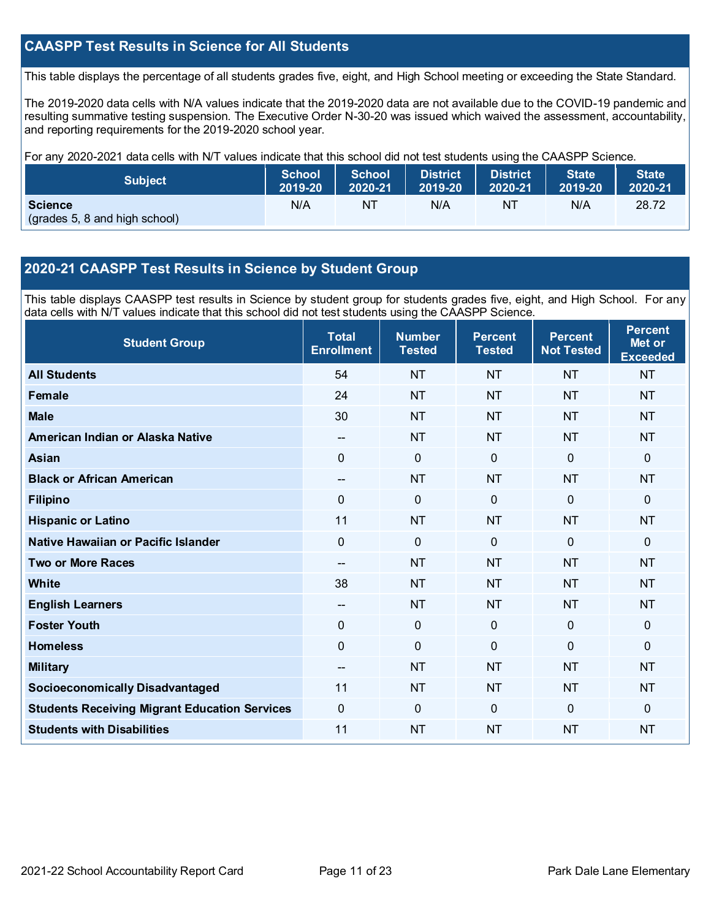## CAASPP Test Results in Science for All Students

This table displays the percentage of all students grades five, eight, and High School meeting or exceeding the State Standard.

The 2019-2020 data cells with N/A values indicate that the 2019-2020 data are not available due to the COVID-19 pandemic and resulting summative testing suspension. The Executive Order N-30-20 was issued which waived the assessment, accountability, and reporting requirements for the 2019-2020 school year.

For any 2020-2021 data cells with N/T values indicate that this school did not test students using the CAASPP Science.

| Subject | School 2019-20 | School 2020-21 | District 2019-20 | District 2020-21 | State 2019-20 | State 2020-21 |
|---|---|---|---|---|---|---|
| **Science** (grades 5, 8 and high school) | N/A | NT | N/A | NT | N/A | 28.72 |

## 2020-21 CAASPP Test Results in Science by Student Group

This table displays CAASPP test results in Science by student group for students grades five, eight, and High School. For any data cells with N/T values indicate that this school did not test students using the CAASPP Science.

| Student Group | Total Enrollment | Number Tested | Percent Tested | Percent Not Tested | Percent Met or Exceeded |
|---|---|---|---|---|---|
| **All Students** | 54 | NT | NT | NT | NT |
| **Female** | 24 | NT | NT | NT | NT |
| **Male** | 30 | NT | NT | NT | NT |
| **American Indian or Alaska Native** | -- | NT | NT | NT | NT |
| **Asian** | 0 | 0 | 0 | 0 | 0 |
| **Black or African American** | -- | NT | NT | NT | NT |
| **Filipino** | 0 | 0 | 0 | 0 | 0 |
| **Hispanic or Latino** | 11 | NT | NT | NT | NT |
| **Native Hawaiian or Pacific Islander** | 0 | 0 | 0 | 0 | 0 |
| **Two or More Races** | -- | NT | NT | NT | NT |
| **White** | 38 | NT | NT | NT | NT |
| **English Learners** | -- | NT | NT | NT | NT |
| **Foster Youth** | 0 | 0 | 0 | 0 | 0 |
| **Homeless** | 0 | 0 | 0 | 0 | 0 |
| **Military** | -- | NT | NT | NT | NT |
| **Socioeconomically Disadvantaged** | 11 | NT | NT | NT | NT |
| **Students Receiving Migrant Education Services** | 0 | 0 | 0 | 0 | 0 |
| **Students with Disabilities** | 11 | NT | NT | NT | NT |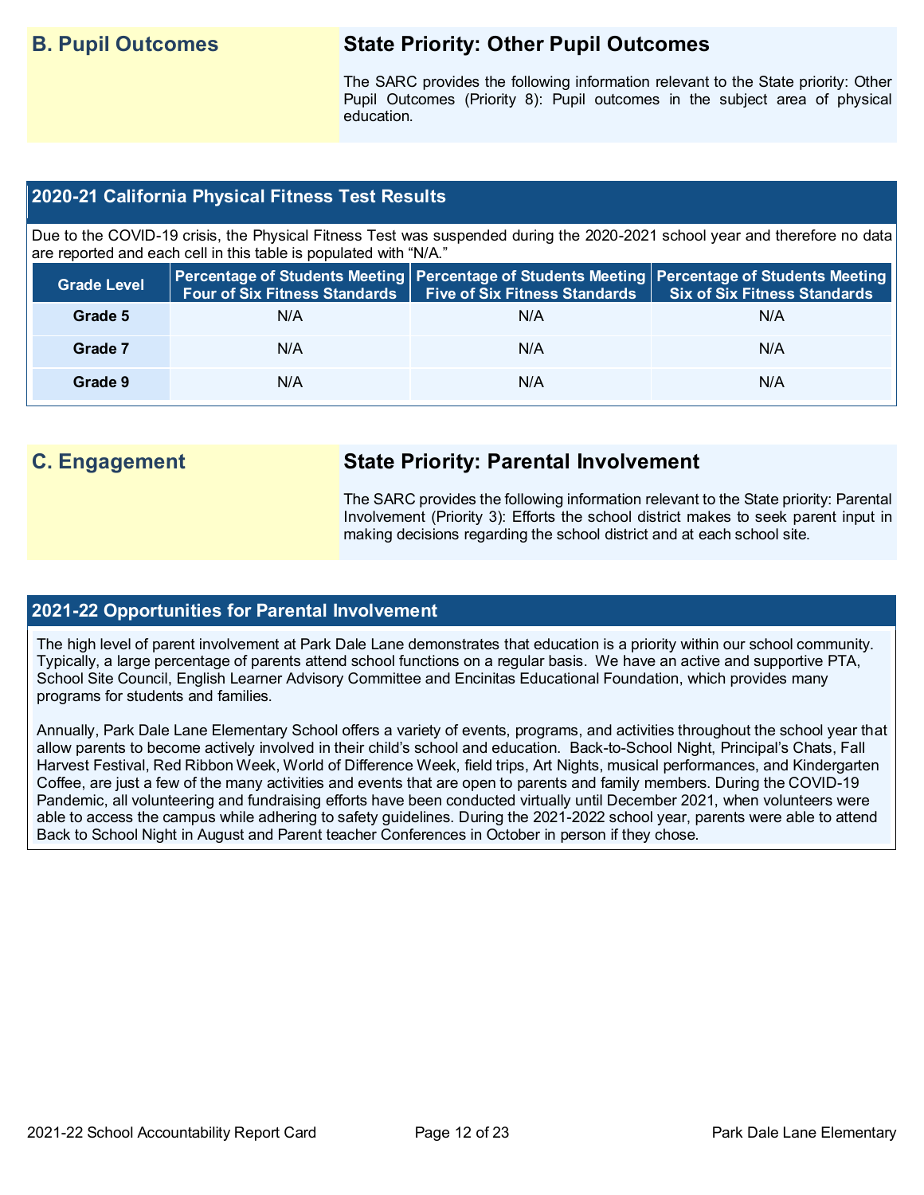## B. Pupil Outcomes

### State Priority: Other Pupil Outcomes

The SARC provides the following information relevant to the State priority: Other Pupil Outcomes (Priority 8): Pupil outcomes in the subject area of physical education.

### 2020-21 California Physical Fitness Test Results

Due to the COVID-19 crisis, the Physical Fitness Test was suspended during the 2020-2021 school year and therefore no data are reported and each cell in this table is populated with "N/A."

| Grade Level | Percentage of Students Meeting Four of Six Fitness Standards | Percentage of Students Meeting Five of Six Fitness Standards | Percentage of Students Meeting Six of Six Fitness Standards |
|---|---|---|---|
| Grade 5 | N/A | N/A | N/A |
| Grade 7 | N/A | N/A | N/A |
| Grade 9 | N/A | N/A | N/A |

## C. Engagement

### State Priority: Parental Involvement

The SARC provides the following information relevant to the State priority: Parental Involvement (Priority 3): Efforts the school district makes to seek parent input in making decisions regarding the school district and at each school site.

### 2021-22 Opportunities for Parental Involvement

The high level of parent involvement at Park Dale Lane demonstrates that education is a priority within our school community. Typically, a large percentage of parents attend school functions on a regular basis. We have an active and supportive PTA, School Site Council, English Learner Advisory Committee and Encinitas Educational Foundation, which provides many programs for students and families.

Annually, Park Dale Lane Elementary School offers a variety of events, programs, and activities throughout the school year that allow parents to become actively involved in their child's school and education. Back-to-School Night, Principal's Chats, Fall Harvest Festival, Red Ribbon Week, World of Difference Week, field trips, Art Nights, musical performances, and Kindergarten Coffee, are just a few of the many activities and events that are open to parents and family members. During the COVID-19 Pandemic, all volunteering and fundraising efforts have been conducted virtually until December 2021, when volunteers were able to access the campus while adhering to safety guidelines. During the 2021-2022 school year, parents were able to attend Back to School Night in August and Parent teacher Conferences in October in person if they chose.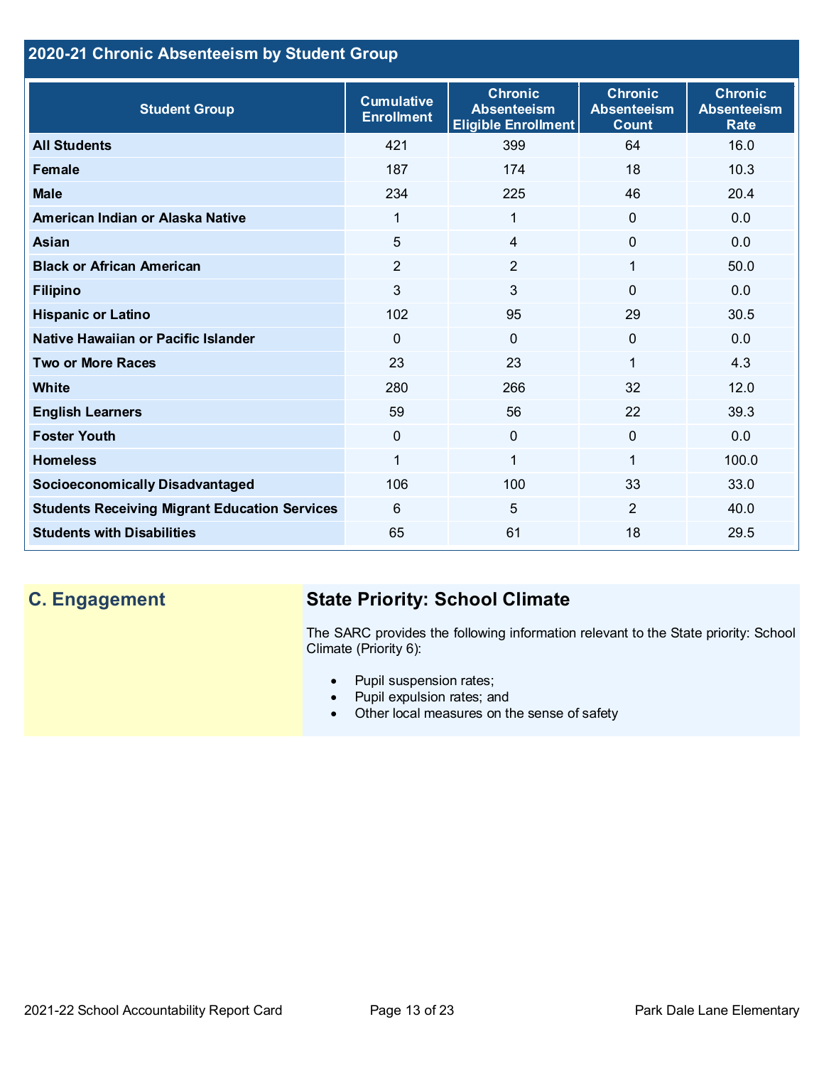## 2020-21 Chronic Absenteeism by Student Group

| Student Group | Cumulative Enrollment | Chronic Absenteeism Eligible Enrollment | Chronic Absenteeism Count | Chronic Absenteeism Rate |
|---|---|---|---|---|
| **All Students** | 421 | 399 | 64 | 16.0 |
| **Female** | 187 | 174 | 18 | 10.3 |
| **Male** | 234 | 225 | 46 | 20.4 |
| **American Indian or Alaska Native** | 1 | 1 | 0 | 0.0 |
| **Asian** | 5 | 4 | 0 | 0.0 |
| **Black or African American** | 2 | 2 | 1 | 50.0 |
| **Filipino** | 3 | 3 | 0 | 0.0 |
| **Hispanic or Latino** | 102 | 95 | 29 | 30.5 |
| **Native Hawaiian or Pacific Islander** | 0 | 0 | 0 | 0.0 |
| **Two or More Races** | 23 | 23 | 1 | 4.3 |
| **White** | 280 | 266 | 32 | 12.0 |
| **English Learners** | 59 | 56 | 22 | 39.3 |
| **Foster Youth** | 0 | 0 | 0 | 0.0 |
| **Homeless** | 1 | 1 | 1 | 100.0 |
| **Socioeconomically Disadvantaged** | 106 | 100 | 33 | 33.0 |
| **Students Receiving Migrant Education Services** | 6 | 5 | 2 | 40.0 |
| **Students with Disabilities** | 65 | 61 | 18 | 29.5 |

## C. Engagement

### State Priority: School Climate

The SARC provides the following information relevant to the State priority: School Climate (Priority 6):

- Pupil suspension rates;
- Pupil expulsion rates; and
- Other local measures on the sense of safety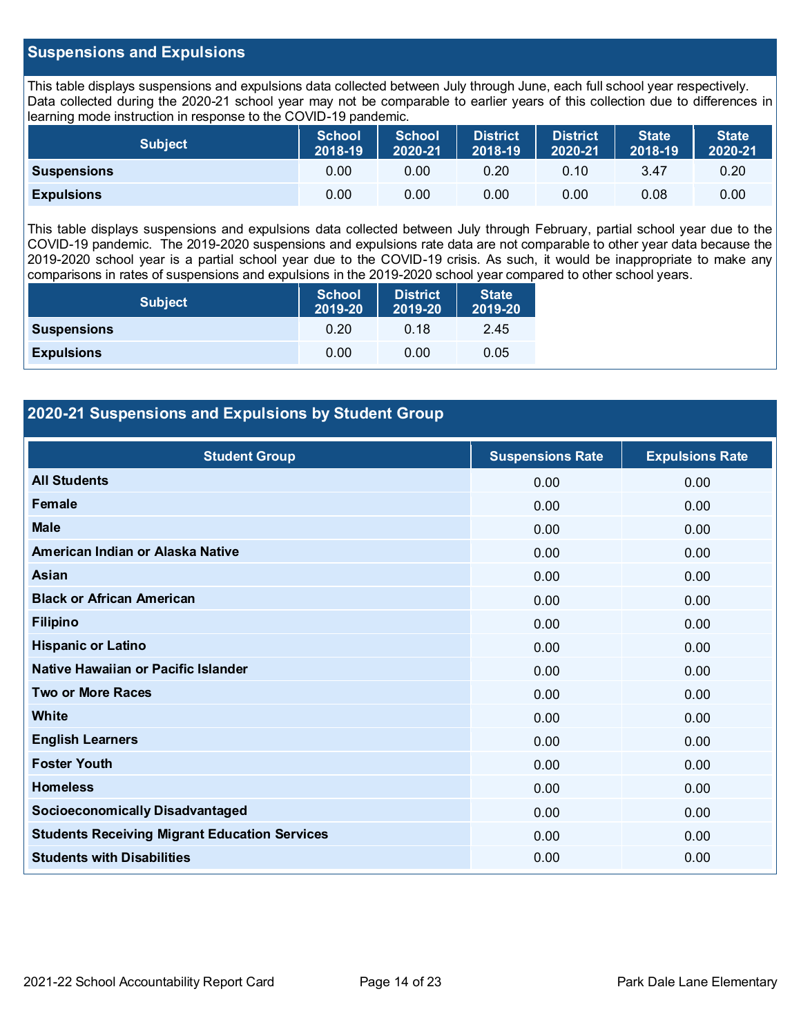## Suspensions and Expulsions

This table displays suspensions and expulsions data collected between July through June, each full school year respectively. Data collected during the 2020-21 school year may not be comparable to earlier years of this collection due to differences in learning mode instruction in response to the COVID-19 pandemic.

| Subject | School 2018-19 | School 2020-21 | District 2018-19 | District 2020-21 | State 2018-19 | State 2020-21 |
|---|---|---|---|---|---|---|
| Suspensions | 0.00 | 0.00 | 0.20 | 0.10 | 3.47 | 0.20 |
| Expulsions | 0.00 | 0.00 | 0.00 | 0.00 | 0.08 | 0.00 |

This table displays suspensions and expulsions data collected between July through February, partial school year due to the COVID-19 pandemic. The 2019-2020 suspensions and expulsions rate data are not comparable to other year data because the 2019-2020 school year is a partial school year due to the COVID-19 crisis. As such, it would be inappropriate to make any comparisons in rates of suspensions and expulsions in the 2019-2020 school year compared to other school years.

| Subject | School 2019-20 | District 2019-20 | State 2019-20 |
|---|---|---|---|
| Suspensions | 0.20 | 0.18 | 2.45 |
| Expulsions | 0.00 | 0.00 | 0.05 |

## 2020-21 Suspensions and Expulsions by Student Group

| Student Group | Suspensions Rate | Expulsions Rate |
|---|---|---|
| All Students | 0.00 | 0.00 |
| Female | 0.00 | 0.00 |
| Male | 0.00 | 0.00 |
| American Indian or Alaska Native | 0.00 | 0.00 |
| Asian | 0.00 | 0.00 |
| Black or African American | 0.00 | 0.00 |
| Filipino | 0.00 | 0.00 |
| Hispanic or Latino | 0.00 | 0.00 |
| Native Hawaiian or Pacific Islander | 0.00 | 0.00 |
| Two or More Races | 0.00 | 0.00 |
| White | 0.00 | 0.00 |
| English Learners | 0.00 | 0.00 |
| Foster Youth | 0.00 | 0.00 |
| Homeless | 0.00 | 0.00 |
| Socioeconomically Disadvantaged | 0.00 | 0.00 |
| Students Receiving Migrant Education Services | 0.00 | 0.00 |
| Students with Disabilities | 0.00 | 0.00 |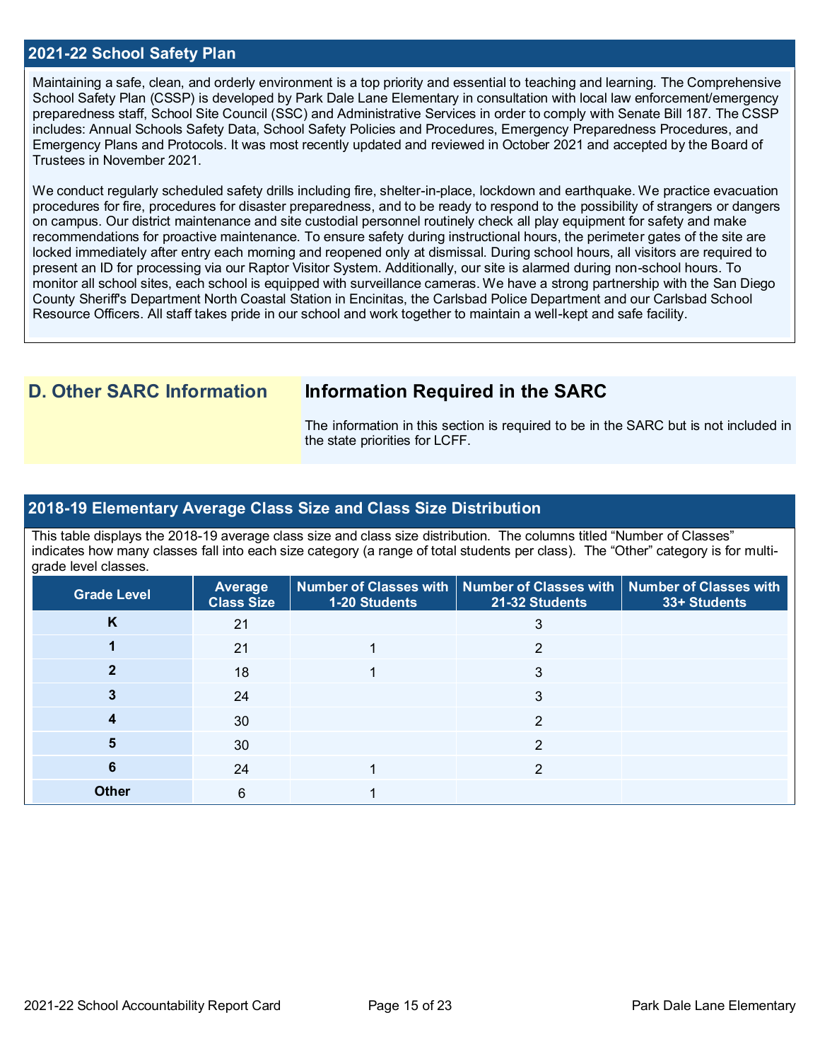## 2021-22 School Safety Plan

Maintaining a safe, clean, and orderly environment is a top priority and essential to teaching and learning. The Comprehensive School Safety Plan (CSSP) is developed by Park Dale Lane Elementary in consultation with local law enforcement/emergency preparedness staff, School Site Council (SSC) and Administrative Services in order to comply with Senate Bill 187. The CSSP includes: Annual Schools Safety Data, School Safety Policies and Procedures, Emergency Preparedness Procedures, and Emergency Plans and Protocols. It was most recently updated and reviewed in October 2021 and accepted by the Board of Trustees in November 2021.

We conduct regularly scheduled safety drills including fire, shelter-in-place, lockdown and earthquake. We practice evacuation procedures for fire, procedures for disaster preparedness, and to be ready to respond to the possibility of strangers or dangers on campus. Our district maintenance and site custodial personnel routinely check all play equipment for safety and make recommendations for proactive maintenance. To ensure safety during instructional hours, the perimeter gates of the site are locked immediately after entry each morning and reopened only at dismissal. During school hours, all visitors are required to present an ID for processing via our Raptor Visitor System. Additionally, our site is alarmed during non-school hours. To monitor all school sites, each school is equipped with surveillance cameras. We have a strong partnership with the San Diego County Sheriff's Department North Coastal Station in Encinitas, the Carlsbad Police Department and our Carlsbad School Resource Officers. All staff takes pride in our school and work together to maintain a well-kept and safe facility.

# D. Other SARC Information

## Information Required in the SARC

The information in this section is required to be in the SARC but is not included in the state priorities for LCFF.

## 2018-19 Elementary Average Class Size and Class Size Distribution

This table displays the 2018-19 average class size and class size distribution. The columns titled "Number of Classes" indicates how many classes fall into each size category (a range of total students per class). The "Other" category is for multi-grade level classes.

| Grade Level | Average Class Size | Number of Classes with 1-20 Students | Number of Classes with 21-32 Students | Number of Classes with 33+ Students |
|---|---|---|---|---|
| K | 21 | | 3 | |
| 1 | 21 | 1 | 2 | |
| 2 | 18 | 1 | 3 | |
| 3 | 24 | | 3 | |
| 4 | 30 | | 2 | |
| 5 | 30 | | 2 | |
| 6 | 24 | 1 | 2 | |
| Other | 6 | 1 | | |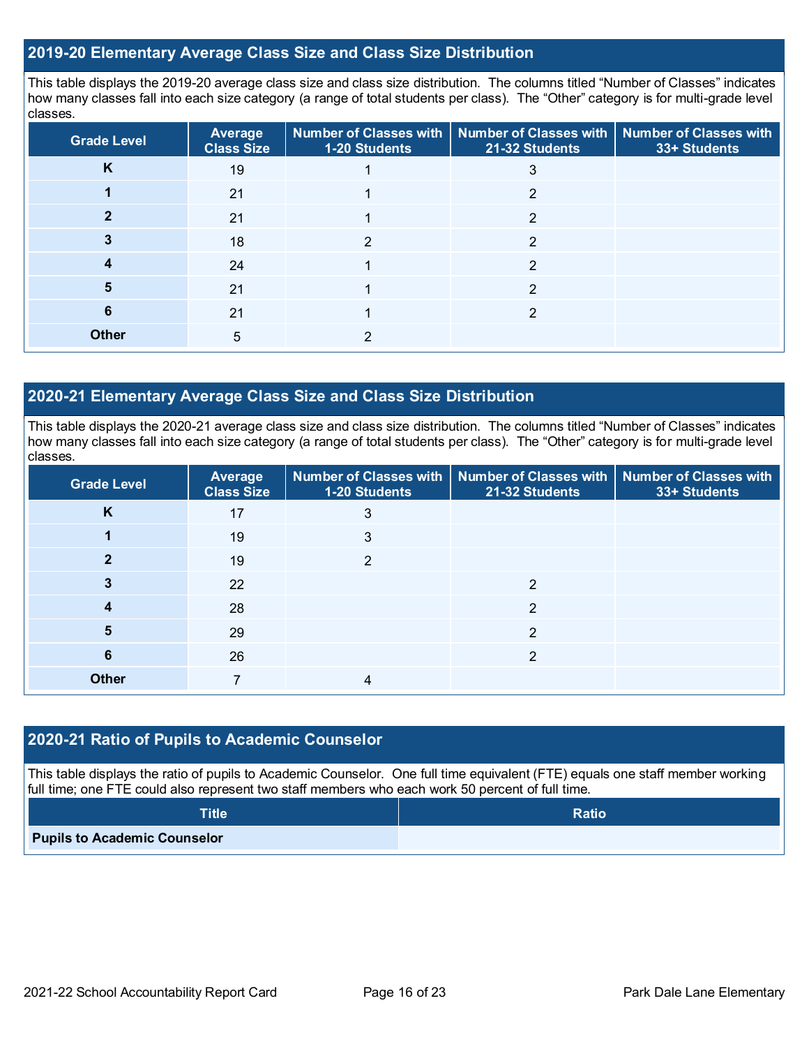## 2019-20 Elementary Average Class Size and Class Size Distribution

This table displays the 2019-20 average class size and class size distribution. The columns titled "Number of Classes" indicates how many classes fall into each size category (a range of total students per class). The "Other" category is for multi-grade level classes.

| Grade Level | Average Class Size | Number of Classes with 1-20 Students | Number of Classes with 21-32 Students | Number of Classes with 33+ Students |
|---|---|---|---|---|
| K | 19 | 1 | 3 | |
| 1 | 21 | 1 | 2 | |
| 2 | 21 | 1 | 2 | |
| 3 | 18 | 2 | 2 | |
| 4 | 24 | 1 | 2 | |
| 5 | 21 | 1 | 2 | |
| 6 | 21 | 1 | 2 | |
| Other | 5 | 2 | | |

## 2020-21 Elementary Average Class Size and Class Size Distribution

This table displays the 2020-21 average class size and class size distribution. The columns titled "Number of Classes" indicates how many classes fall into each size category (a range of total students per class). The "Other" category is for multi-grade level classes.

| Grade Level | Average Class Size | Number of Classes with 1-20 Students | Number of Classes with 21-32 Students | Number of Classes with 33+ Students |
|---|---|---|---|---|
| K | 17 | 3 | | |
| 1 | 19 | 3 | | |
| 2 | 19 | 2 | | |
| 3 | 22 | | 2 | |
| 4 | 28 | | 2 | |
| 5 | 29 | | 2 | |
| 6 | 26 | | 2 | |
| Other | 7 | 4 | | |

## 2020-21 Ratio of Pupils to Academic Counselor

This table displays the ratio of pupils to Academic Counselor. One full time equivalent (FTE) equals one staff member working full time; one FTE could also represent two staff members who each work 50 percent of full time.

| Title | Ratio |
|---|---|
| Pupils to Academic Counselor | |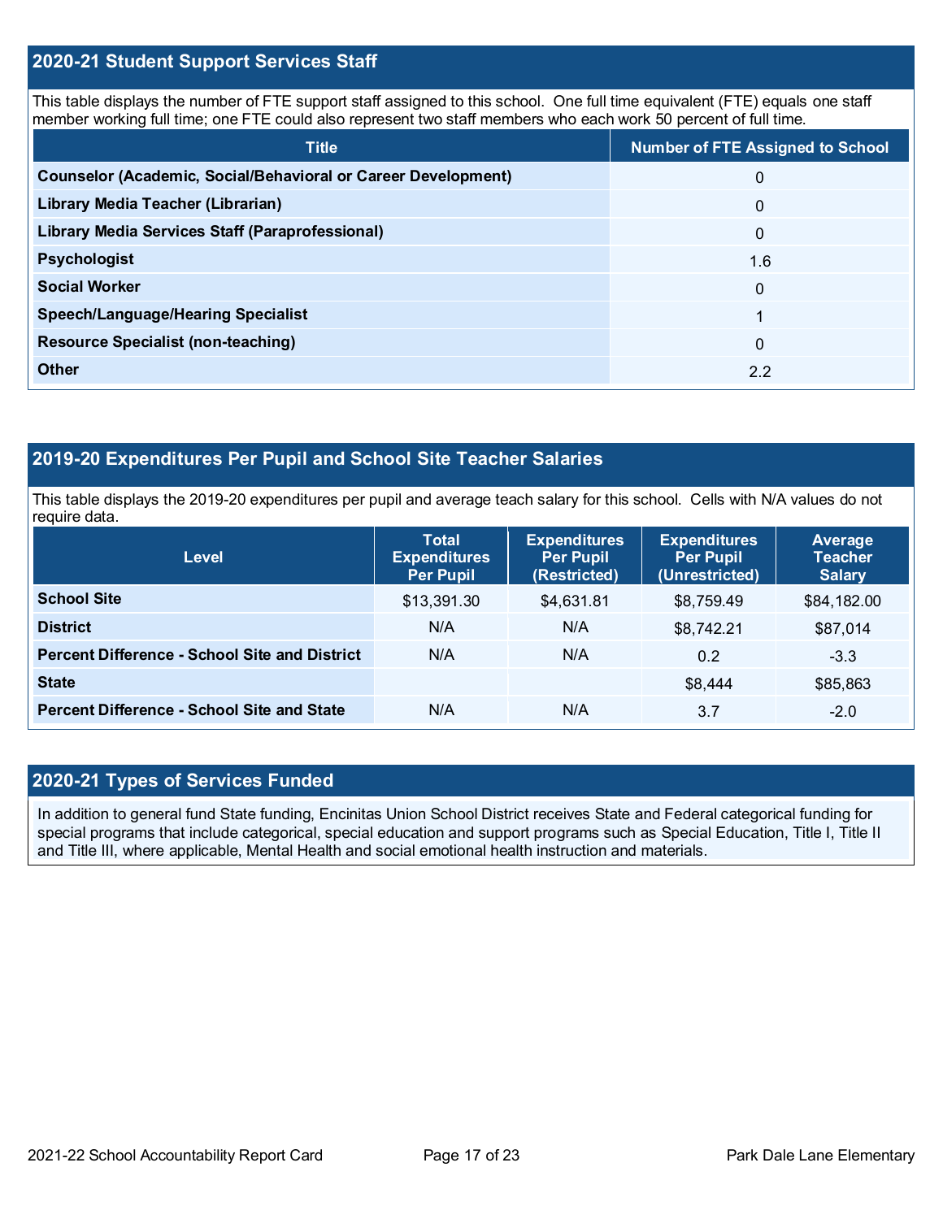## 2020-21 Student Support Services Staff

This table displays the number of FTE support staff assigned to this school. One full time equivalent (FTE) equals one staff member working full time; one FTE could also represent two staff members who each work 50 percent of full time.

| Title | Number of FTE Assigned to School |
|---|---|
| **Counselor (Academic, Social/Behavioral or Career Development)** | 0 |
| **Library Media Teacher (Librarian)** | 0 |
| **Library Media Services Staff (Paraprofessional)** | 0 |
| **Psychologist** | 1.6 |
| **Social Worker** | 0 |
| **Speech/Language/Hearing Specialist** | 1 |
| **Resource Specialist (non-teaching)** | 0 |
| **Other** | 2.2 |

## 2019-20 Expenditures Per Pupil and School Site Teacher Salaries

This table displays the 2019-20 expenditures per pupil and average teach salary for this school. Cells with N/A values do not require data.

| Level | Total Expenditures Per Pupil | Expenditures Per Pupil (Restricted) | Expenditures Per Pupil (Unrestricted) | Average Teacher Salary |
|---|---|---|---|---|
| **School Site** | $13,391.30 | $4,631.81 | $8,759.49 | $84,182.00 |
| **District** | N/A | N/A | $8,742.21 | $87,014 |
| **Percent Difference - School Site and District** | N/A | N/A | 0.2 | -3.3 |
| **State** | | | $8,444 | $85,863 |
| **Percent Difference - School Site and State** | N/A | N/A | 3.7 | -2.0 |

## 2020-21 Types of Services Funded

In addition to general fund State funding, Encinitas Union School District receives State and Federal categorical funding for special programs that include categorical, special education and support programs such as Special Education, Title I, Title II and Title III, where applicable, Mental Health and social emotional health instruction and materials.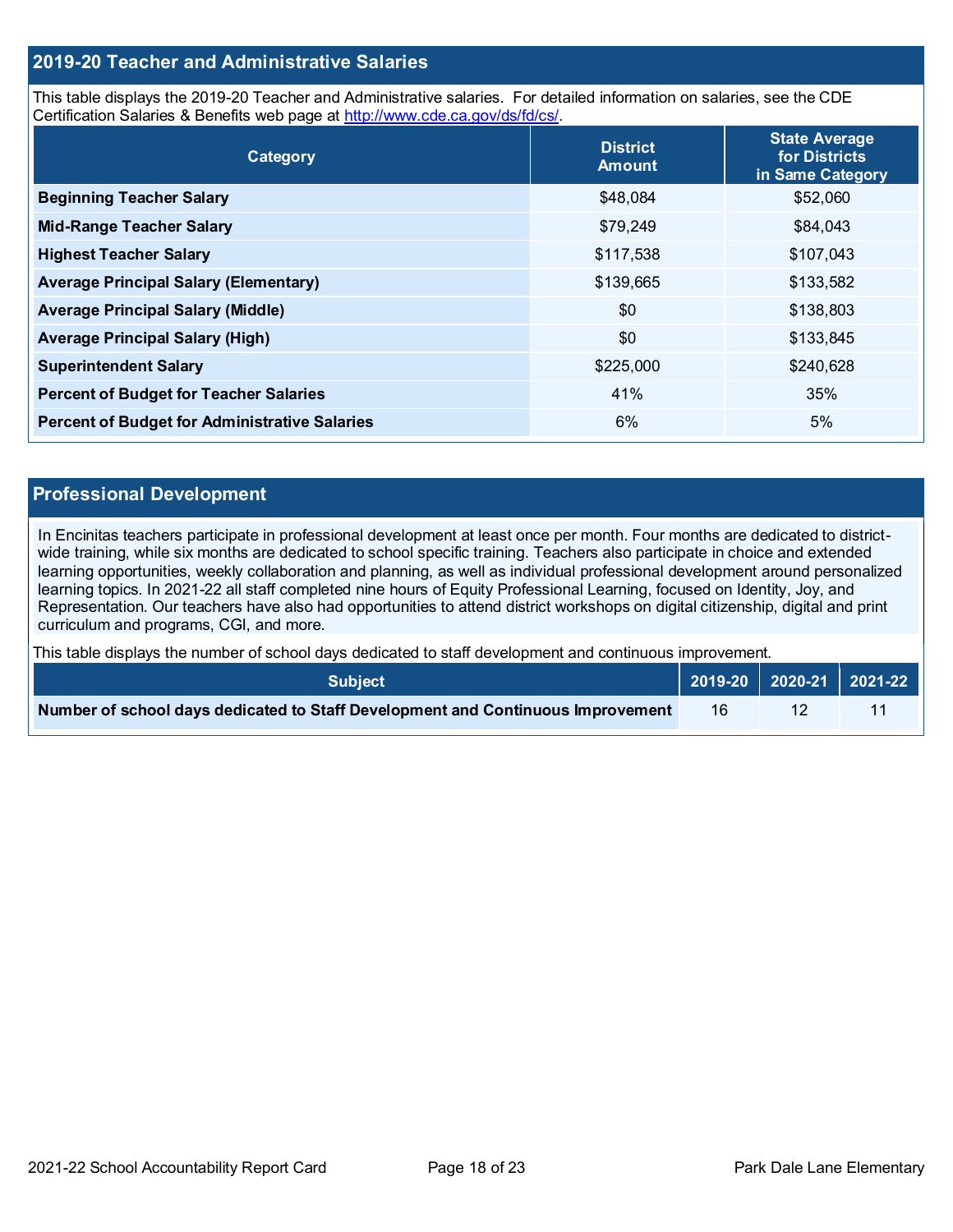## 2019-20 Teacher and Administrative Salaries

This table displays the 2019-20 Teacher and Administrative salaries. For detailed information on salaries, see the CDE Certification Salaries & Benefits web page at http://www.cde.ca.gov/ds/fd/cs/.

| Category | District Amount | State Average for Districts in Same Category |
|---|---|---|
| **Beginning Teacher Salary** | $48,084 | $52,060 |
| **Mid-Range Teacher Salary** | $79,249 | $84,043 |
| **Highest Teacher Salary** | $117,538 | $107,043 |
| **Average Principal Salary (Elementary)** | $139,665 | $133,582 |
| **Average Principal Salary (Middle)** | $0 | $138,803 |
| **Average Principal Salary (High)** | $0 | $133,845 |
| **Superintendent Salary** | $225,000 | $240,628 |
| **Percent of Budget for Teacher Salaries** | 41% | 35% |
| **Percent of Budget for Administrative Salaries** | 6% | 5% |

## Professional Development

In Encinitas teachers participate in professional development at least once per month. Four months are dedicated to district-wide training, while six months are dedicated to school specific training. Teachers also participate in choice and extended learning opportunities, weekly collaboration and planning, as well as individual professional development around personalized learning topics. In 2021-22 all staff completed nine hours of Equity Professional Learning, focused on Identity, Joy, and Representation. Our teachers have also had opportunities to attend district workshops on digital citizenship, digital and print curriculum and programs, CGI, and more.

This table displays the number of school days dedicated to staff development and continuous improvement.

| Subject | 2019-20 | 2020-21 | 2021-22 |
|---|---|---|---|
| **Number of school days dedicated to Staff Development and Continuous Improvement** | 16 | 12 | 11 |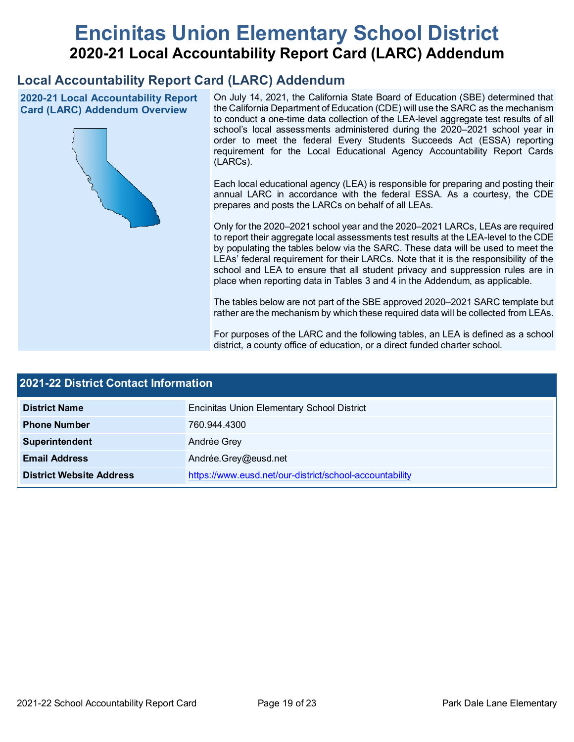# Encinitas Union Elementary School District

## 2020-21 Local Accountability Report Card (LARC) Addendum

## Local Accountability Report Card (LARC) Addendum

### 2020-21 Local Accountability Report Card (LARC) Addendum Overview

On July 14, 2021, the California State Board of Education (SBE) determined that the California Department of Education (CDE) will use the SARC as the mechanism to conduct a one-time data collection of the LEA-level aggregate test results of all school's local assessments administered during the 2020–2021 school year in order to meet the federal Every Students Succeeds Act (ESSA) reporting requirement for the Local Educational Agency Accountability Report Cards (LARCs).

Each local educational agency (LEA) is responsible for preparing and posting their annual LARC in accordance with the federal ESSA. As a courtesy, the CDE prepares and posts the LARCs on behalf of all LEAs.

Only for the 2020–2021 school year and the 2020–2021 LARCs, LEAs are required to report their aggregate local assessments test results at the LEA-level to the CDE by populating the tables below via the SARC. These data will be used to meet the LEAs' federal requirement for their LARCs. Note that it is the responsibility of the school and LEA to ensure that all student privacy and suppression rules are in place when reporting data in Tables 3 and 4 in the Addendum, as applicable.

The tables below are not part of the SBE approved 2020–2021 SARC template but rather are the mechanism by which these required data will be collected from LEAs.

For purposes of the LARC and the following tables, an LEA is defined as a school district, a county office of education, or a direct funded charter school.

| 2021-22 District Contact Information | |
|---|---|
| District Name | Encinitas Union Elementary School District |
| Phone Number | 760.944.4300 |
| Superintendent | Andrée Grey |
| Email Address | Andrée.Grey@eusd.net |
| District Website Address | https://www.eusd.net/our-district/school-accountability |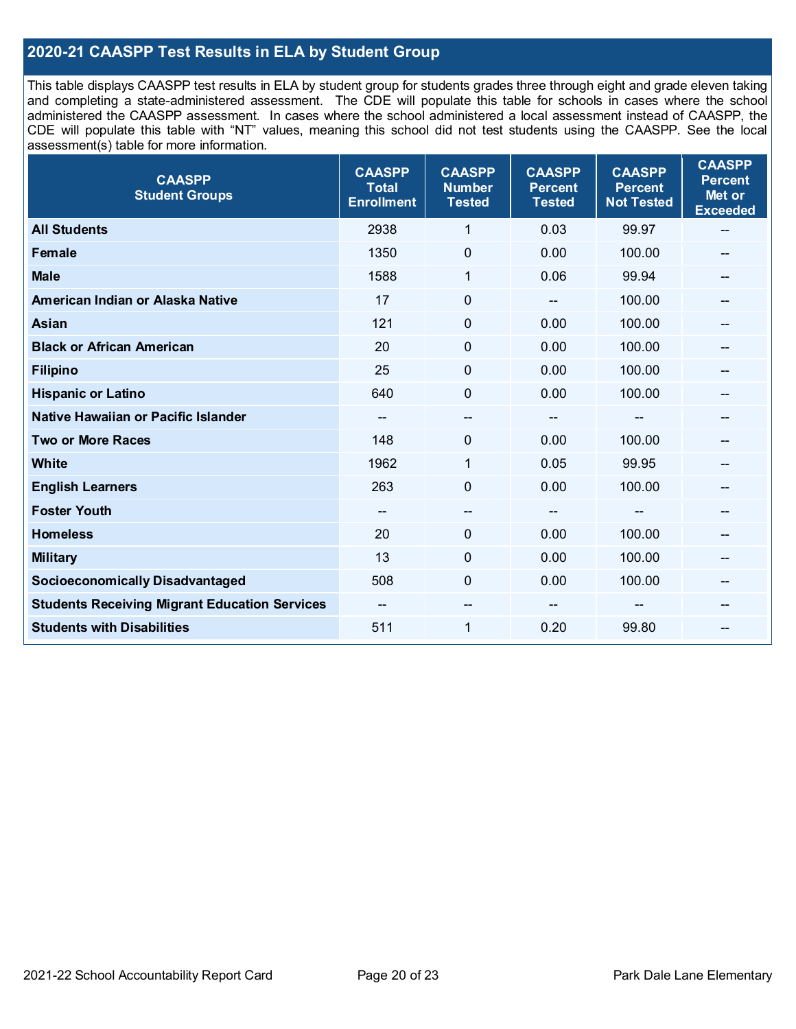## 2020-21 CAASPP Test Results in ELA by Student Group

This table displays CAASPP test results in ELA by student group for students grades three through eight and grade eleven taking and completing a state-administered assessment. The CDE will populate this table for schools in cases where the school administered the CAASPP assessment. In cases where the school administered a local assessment instead of CAASPP, the CDE will populate this table with "NT" values, meaning this school did not test students using the CAASPP. See the local assessment(s) table for more information.

| CAASPP Student Groups | CAASPP Total Enrollment | CAASPP Number Tested | CAASPP Percent Tested | CAASPP Percent Not Tested | CAASPP Percent Met or Exceeded |
|---|---|---|---|---|---|
| **All Students** | 2938 | 1 | 0.03 | 99.97 | -- |
| **Female** | 1350 | 0 | 0.00 | 100.00 | -- |
| **Male** | 1588 | 1 | 0.06 | 99.94 | -- |
| **American Indian or Alaska Native** | 17 | 0 | -- | 100.00 | -- |
| **Asian** | 121 | 0 | 0.00 | 100.00 | -- |
| **Black or African American** | 20 | 0 | 0.00 | 100.00 | -- |
| **Filipino** | 25 | 0 | 0.00 | 100.00 | -- |
| **Hispanic or Latino** | 640 | 0 | 0.00 | 100.00 | -- |
| **Native Hawaiian or Pacific Islander** | -- | -- | -- | -- | -- |
| **Two or More Races** | 148 | 0 | 0.00 | 100.00 | -- |
| **White** | 1962 | 1 | 0.05 | 99.95 | -- |
| **English Learners** | 263 | 0 | 0.00 | 100.00 | -- |
| **Foster Youth** | -- | -- | -- | -- | -- |
| **Homeless** | 20 | 0 | 0.00 | 100.00 | -- |
| **Military** | 13 | 0 | 0.00 | 100.00 | -- |
| **Socioeconomically Disadvantaged** | 508 | 0 | 0.00 | 100.00 | -- |
| **Students Receiving Migrant Education Services** | -- | -- | -- | -- | -- |
| **Students with Disabilities** | 511 | 1 | 0.20 | 99.80 | -- |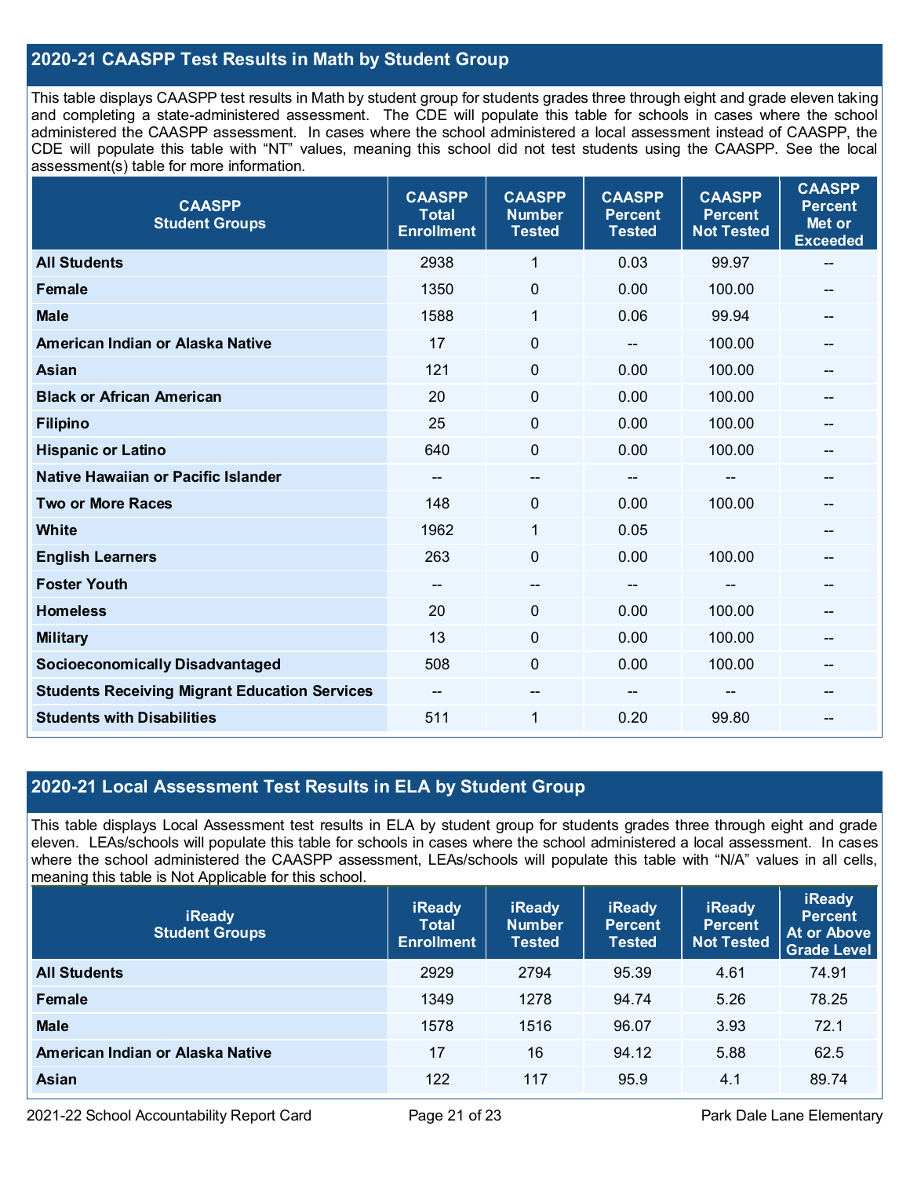## 2020-21 CAASPP Test Results in Math by Student Group

This table displays CAASPP test results in Math by student group for students grades three through eight and grade eleven taking and completing a state-administered assessment. The CDE will populate this table for schools in cases where the school administered the CAASPP assessment. In cases where the school administered a local assessment instead of CAASPP, the CDE will populate this table with "NT" values, meaning this school did not test students using the CAASPP. See the local assessment(s) table for more information.

| CAASPP Student Groups | CAASPP Total Enrollment | CAASPP Number Tested | CAASPP Percent Tested | CAASPP Percent Not Tested | CAASPP Percent Met or Exceeded |
|---|---|---|---|---|---|
| All Students | 2938 | 1 | 0.03 | 99.97 | -- |
| Female | 1350 | 0 | 0.00 | 100.00 | -- |
| Male | 1588 | 1 | 0.06 | 99.94 | -- |
| American Indian or Alaska Native | 17 | 0 | -- | 100.00 | -- |
| Asian | 121 | 0 | 0.00 | 100.00 | -- |
| Black or African American | 20 | 0 | 0.00 | 100.00 | -- |
| Filipino | 25 | 0 | 0.00 | 100.00 | -- |
| Hispanic or Latino | 640 | 0 | 0.00 | 100.00 | -- |
| Native Hawaiian or Pacific Islander | -- | -- | -- | -- | -- |
| Two or More Races | 148 | 0 | 0.00 | 100.00 | -- |
| White | 1962 | 1 | 0.05 | | -- |
| English Learners | 263 | 0 | 0.00 | 100.00 | -- |
| Foster Youth | -- | -- | -- | -- | -- |
| Homeless | 20 | 0 | 0.00 | 100.00 | -- |
| Military | 13 | 0 | 0.00 | 100.00 | -- |
| Socioeconomically Disadvantaged | 508 | 0 | 0.00 | 100.00 | -- |
| Students Receiving Migrant Education Services | -- | -- | -- | -- | -- |
| Students with Disabilities | 511 | 1 | 0.20 | 99.80 | -- |

## 2020-21 Local Assessment Test Results in ELA by Student Group

This table displays Local Assessment test results in ELA by student group for students grades three through eight and grade eleven. LEAs/schools will populate this table for schools in cases where the school administered a local assessment. In cases where the school administered the CAASPP assessment, LEAs/schools will populate this table with "N/A" values in all cells, meaning this table is Not Applicable for this school.

| iReady Student Groups | iReady Total Enrollment | iReady Number Tested | iReady Percent Tested | iReady Percent Not Tested | iReady Percent At or Above Grade Level |
|---|---|---|---|---|---|
| All Students | 2929 | 2794 | 95.39 | 4.61 | 74.91 |
| Female | 1349 | 1278 | 94.74 | 5.26 | 78.25 |
| Male | 1578 | 1516 | 96.07 | 3.93 | 72.1 |
| American Indian or Alaska Native | 17 | 16 | 94.12 | 5.88 | 62.5 |
| Asian | 122 | 117 | 95.9 | 4.1 | 89.74 |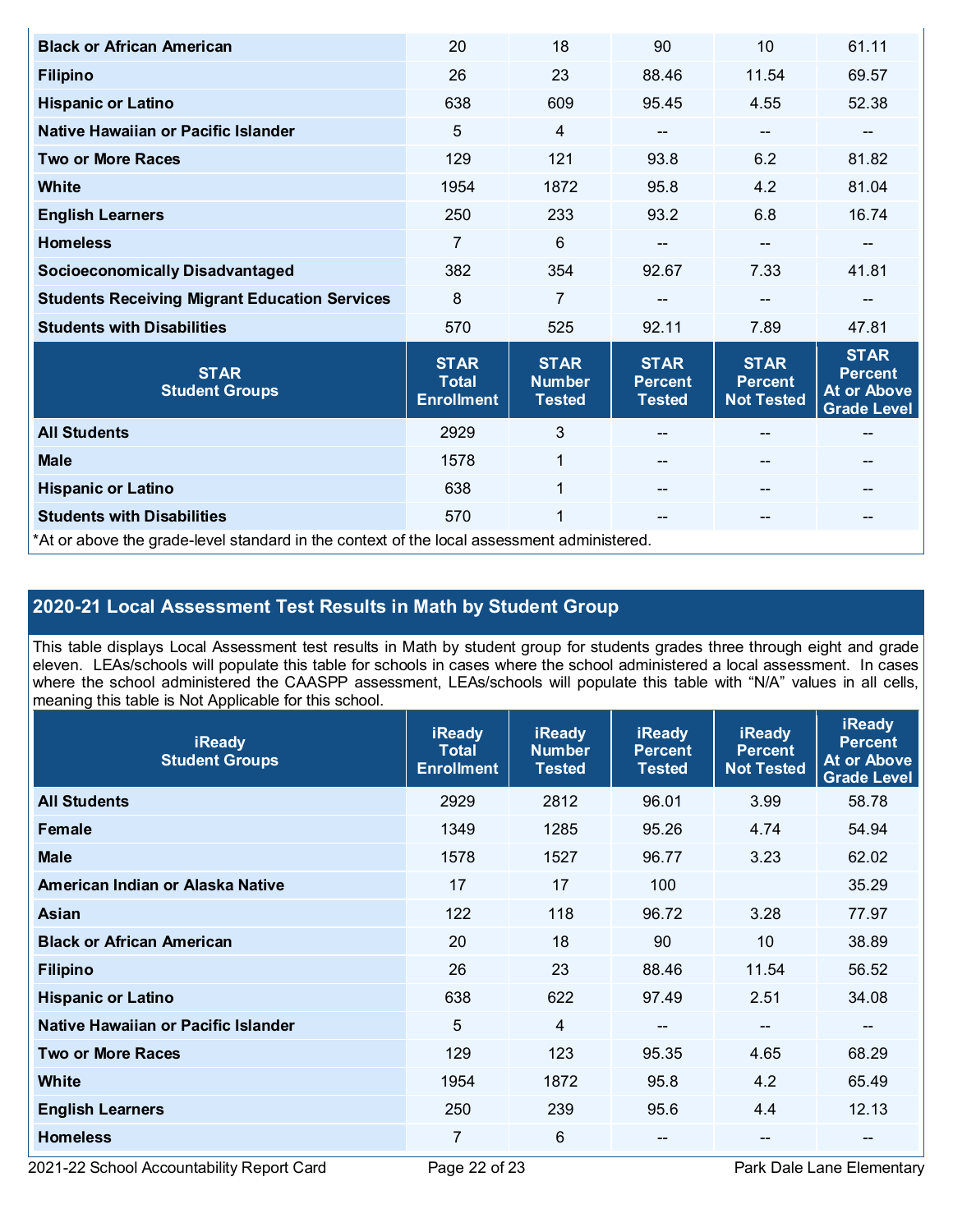| | | | | | |
|---|---|---|---|---|---|
| **Black or African American** | 20 | 18 | 90 | 10 | 61.11 |
| **Filipino** | 26 | 23 | 88.46 | 11.54 | 69.57 |
| **Hispanic or Latino** | 638 | 609 | 95.45 | 4.55 | 52.38 |
| **Native Hawaiian or Pacific Islander** | 5 | 4 | -- | -- | -- |
| **Two or More Races** | 129 | 121 | 93.8 | 6.2 | 81.82 |
| **White** | 1954 | 1872 | 95.8 | 4.2 | 81.04 |
| **English Learners** | 250 | 233 | 93.2 | 6.8 | 16.74 |
| **Homeless** | 7 | 6 | -- | -- | -- |
| **Socioeconomically Disadvantaged** | 382 | 354 | 92.67 | 7.33 | 41.81 |
| **Students Receiving Migrant Education Services** | 8 | 7 | -- | -- | -- |
| **Students with Disabilities** | 570 | 525 | 92.11 | 7.89 | 47.81 |

| STAR Student Groups | STAR Total Enrollment | STAR Number Tested | STAR Percent Tested | STAR Percent Not Tested | STAR Percent At or Above Grade Level |
|---|---|---|---|---|---|
| **All Students** | 2929 | 3 | -- | -- | -- |
| **Male** | 1578 | 1 | -- | -- | -- |
| **Hispanic or Latino** | 638 | 1 | -- | -- | -- |
| **Students with Disabilities** | 570 | 1 | -- | -- | -- |

*At or above the grade-level standard in the context of the local assessment administered.

## 2020-21 Local Assessment Test Results in Math by Student Group

This table displays Local Assessment test results in Math by student group for students grades three through eight and grade eleven. LEAs/schools will populate this table for schools in cases where the school administered a local assessment. In cases where the school administered the CAASPP assessment, LEAs/schools will populate this table with "N/A" values in all cells, meaning this table is Not Applicable for this school.

| iReady Student Groups | iReady Total Enrollment | iReady Number Tested | iReady Percent Tested | iReady Percent Not Tested | iReady Percent At or Above Grade Level |
|---|---|---|---|---|---|
| **All Students** | 2929 | 2812 | 96.01 | 3.99 | 58.78 |
| **Female** | 1349 | 1285 | 95.26 | 4.74 | 54.94 |
| **Male** | 1578 | 1527 | 96.77 | 3.23 | 62.02 |
| **American Indian or Alaska Native** | 17 | 17 | 100 | | 35.29 |
| **Asian** | 122 | 118 | 96.72 | 3.28 | 77.97 |
| **Black or African American** | 20 | 18 | 90 | 10 | 38.89 |
| **Filipino** | 26 | 23 | 88.46 | 11.54 | 56.52 |
| **Hispanic or Latino** | 638 | 622 | 97.49 | 2.51 | 34.08 |
| **Native Hawaiian or Pacific Islander** | 5 | 4 | -- | -- | -- |
| **Two or More Races** | 129 | 123 | 95.35 | 4.65 | 68.29 |
| **White** | 1954 | 1872 | 95.8 | 4.2 | 65.49 |
| **English Learners** | 250 | 239 | 95.6 | 4.4 | 12.13 |
| **Homeless** | 7 | 6 | -- | -- | -- |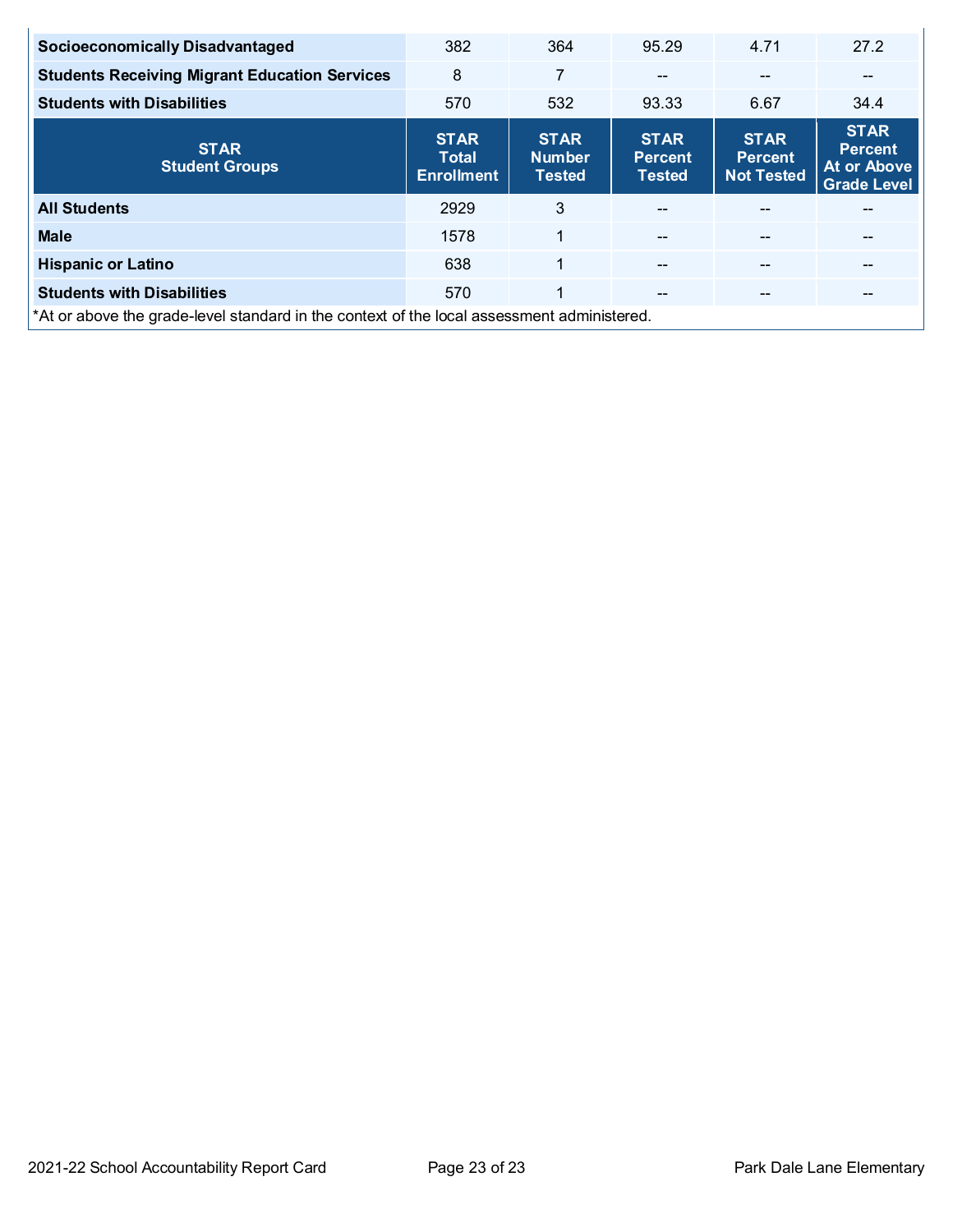| | | | | | |
|---|---|---|---|---|---|
| **Socioeconomically Disadvantaged** | 382 | 364 | 95.29 | 4.71 | 27.2 |
| **Students Receiving Migrant Education Services** | 8 | 7 | -- | -- | -- |
| **Students with Disabilities** | 570 | 532 | 93.33 | 6.67 | 34.4 |

| STAR Student Groups | STAR Total Enrollment | STAR Number Tested | STAR Percent Tested | STAR Percent Not Tested | STAR Percent At or Above Grade Level |
|---|---|---|---|---|---|
| **All Students** | 2929 | 3 | -- | -- | -- |
| **Male** | 1578 | 1 | -- | -- | -- |
| **Hispanic or Latino** | 638 | 1 | -- | -- | -- |
| **Students with Disabilities** | 570 | 1 | -- | -- | -- |

*At or above the grade-level standard in the context of the local assessment administered.